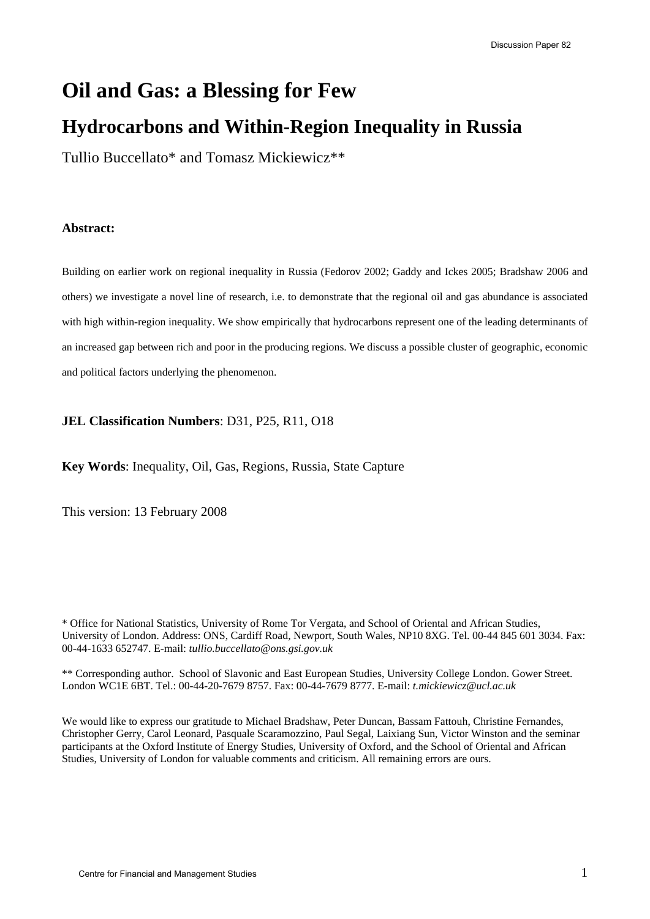# Oil and Gas: a Blessing for Few

## Hydrocarbons and Within-Region Inequality in Russia

Tullio Buccellato* and Tomasz Mickiewicz**

**Abstract:**

Building on earlier work on regional inequality in Russia (Fedorov 2002; Gaddy and Ickes 2005; Bradshaw 2006 and others) we investigate a novel line of research, i.e. to demonstrate that the regional oil and gas abundance is associated with high within-region inequality. We show empirically that hydrocarbons represent one of the leading determinants of an increased gap between rich and poor in the producing regions. We discuss a possible cluster of geographic, economic and political factors underlying the phenomenon.

**JEL Classification Numbers**: D31, P25, R11, O18

**Key Words**: Inequality, Oil, Gas, Regions, Russia, State Capture

This version: 13 February 2008

\* Office for National Statistics, University of Rome Tor Vergata, and School of Oriental and African Studies, University of London. Address: ONS, Cardiff Road, Newport, South Wales, NP10 8XG. Tel. 00-44 845 601 3034. Fax: 00-44-1633 652747. E-mail: *tullio.buccellato@ons.gsi.gov.uk*

\*\* Corresponding author. School of Slavonic and East European Studies, University College London. Gower Street. London WC1E 6BT. Tel.: 00-44-20-7679 8757. Fax: 00-44-7679 8777. E-mail: *t.mickiewicz@ucl.ac.uk*

We would like to express our gratitude to Michael Bradshaw, Peter Duncan, Bassam Fattouh, Christine Fernandes, Christopher Gerry, Carol Leonard, Pasquale Scaramozzino, Paul Segal, Laixiang Sun, Victor Winston and the seminar participants at the Oxford Institute of Energy Studies, University of Oxford, and the School of Oriental and African Studies, University of London for valuable comments and criticism. All remaining errors are ours.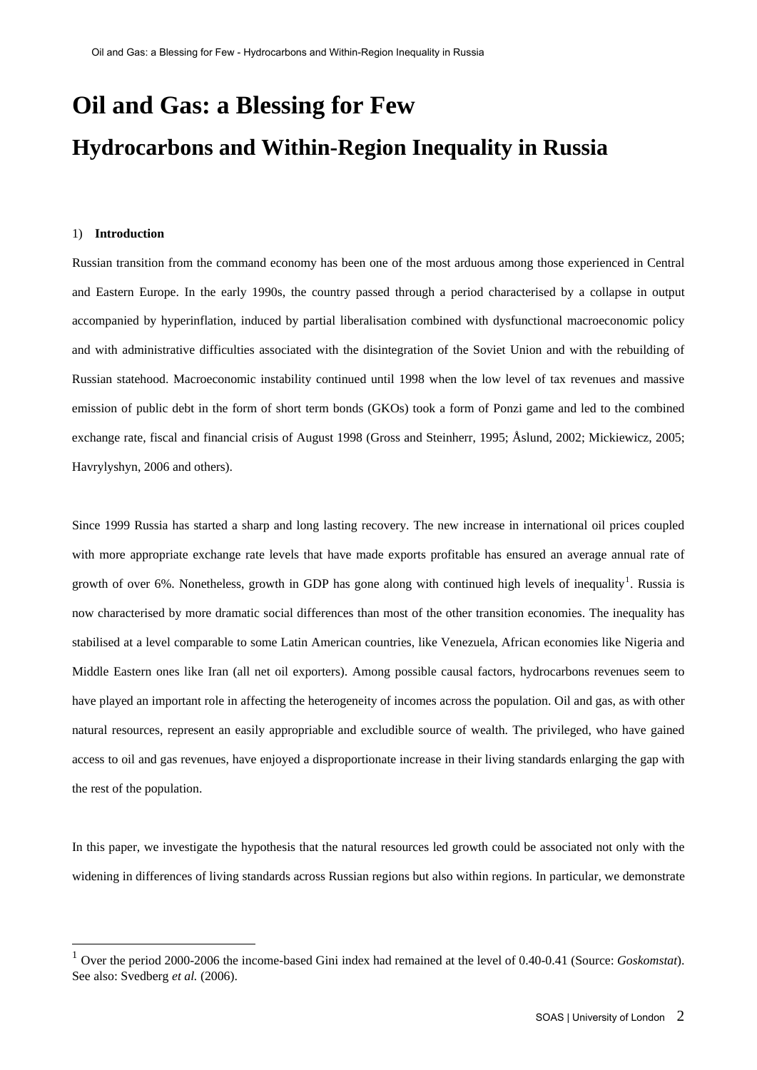# Oil and Gas: a Blessing for Few

## Hydrocarbons and Within-Region Inequality in Russia

1) **Introduction**

Russian transition from the command economy has been one of the most arduous among those experienced in Central and Eastern Europe. In the early 1990s, the country passed through a period characterised by a collapse in output accompanied by hyperinflation, induced by partial liberalisation combined with dysfunctional macroeconomic policy and with administrative difficulties associated with the disintegration of the Soviet Union and with the rebuilding of Russian statehood. Macroeconomic instability continued until 1998 when the low level of tax revenues and massive emission of public debt in the form of short term bonds (GKOs) took a form of Ponzi game and led to the combined exchange rate, fiscal and financial crisis of August 1998 (Gross and Steinherr, 1995; Åslund, 2002; Mickiewicz, 2005; Havrylyshyn, 2006 and others).

Since 1999 Russia has started a sharp and long lasting recovery. The new increase in international oil prices coupled with more appropriate exchange rate levels that have made exports profitable has ensured an average annual rate of growth of over 6%. Nonetheless, growth in GDP has gone along with continued high levels of inequality[1]. Russia is now characterised by more dramatic social differences than most of the other transition economies. The inequality has stabilised at a level comparable to some Latin American countries, like Venezuela, African economies like Nigeria and Middle Eastern ones like Iran (all net oil exporters). Among possible causal factors, hydrocarbons revenues seem to have played an important role in affecting the heterogeneity of incomes across the population. Oil and gas, as with other natural resources, represent an easily appropriable and excludible source of wealth. The privileged, who have gained access to oil and gas revenues, have enjoyed a disproportionate increase in their living standards enlarging the gap with the rest of the population.

In this paper, we investigate the hypothesis that the natural resources led growth could be associated not only with the widening in differences of living standards across Russian regions but also within regions. In particular, we demonstrate

[1] Over the period 2000-2006 the income-based Gini index had remained at the level of 0.40-0.41 (Source: *Goskomstat*). See also: Svedberg *et al.* (2006).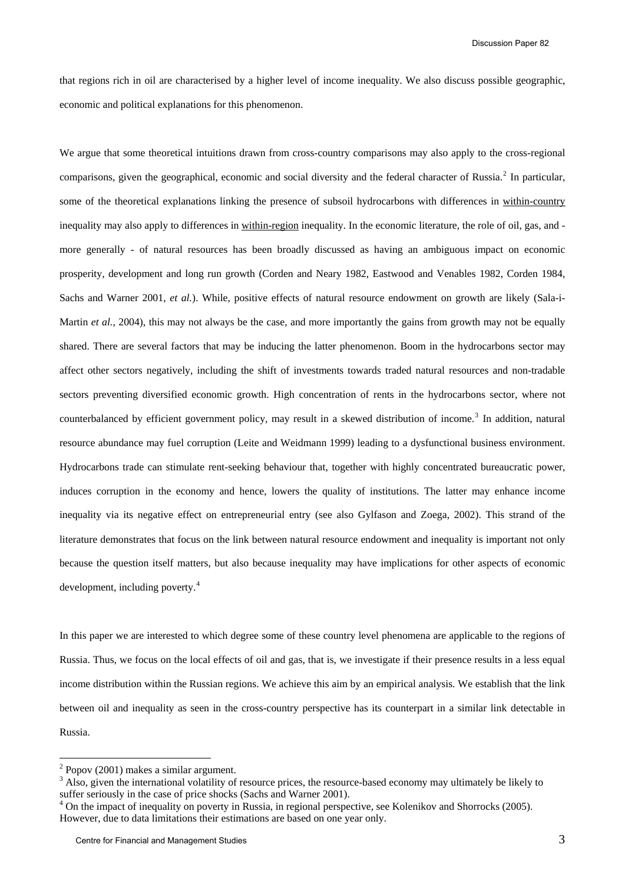that regions rich in oil are characterised by a higher level of income inequality. We also discuss possible geographic, economic and political explanations for this phenomenon.

We argue that some theoretical intuitions drawn from cross-country comparisons may also apply to the cross-regional comparisons, given the geographical, economic and social diversity and the federal character of Russia.[2] In particular, some of the theoretical explanations linking the presence of subsoil hydrocarbons with differences in within-country inequality may also apply to differences in within-region inequality. In the economic literature, the role of oil, gas, and - more generally - of natural resources has been broadly discussed as having an ambiguous impact on economic prosperity, development and long run growth (Corden and Neary 1982, Eastwood and Venables 1982, Corden 1984, Sachs and Warner 2001, *et al.*). While, positive effects of natural resource endowment on growth are likely (Sala-i-Martin *et al.*, 2004), this may not always be the case, and more importantly the gains from growth may not be equally shared. There are several factors that may be inducing the latter phenomenon. Boom in the hydrocarbons sector may affect other sectors negatively, including the shift of investments towards traded natural resources and non-tradable sectors preventing diversified economic growth. High concentration of rents in the hydrocarbons sector, where not counterbalanced by efficient government policy, may result in a skewed distribution of income.[3] In addition, natural resource abundance may fuel corruption (Leite and Weidmann 1999) leading to a dysfunctional business environment. Hydrocarbons trade can stimulate rent-seeking behaviour that, together with highly concentrated bureaucratic power, induces corruption in the economy and hence, lowers the quality of institutions. The latter may enhance income inequality via its negative effect on entrepreneurial entry (see also Gylfason and Zoega, 2002). This strand of the literature demonstrates that focus on the link between natural resource endowment and inequality is important not only because the question itself matters, but also because inequality may have implications for other aspects of economic development, including poverty.[4]

In this paper we are interested to which degree some of these country level phenomena are applicable to the regions of Russia. Thus, we focus on the local effects of oil and gas, that is, we investigate if their presence results in a less equal income distribution within the Russian regions. We achieve this aim by an empirical analysis. We establish that the link between oil and inequality as seen in the cross-country perspective has its counterpart in a similar link detectable in Russia.

[2] Popov (2001) makes a similar argument.

[3] Also, given the international volatility of resource prices, the resource-based economy may ultimately be likely to suffer seriously in the case of price shocks (Sachs and Warner 2001).

[4] On the impact of inequality on poverty in Russia, in regional perspective, see Kolenikov and Shorrocks (2005). However, due to data limitations their estimations are based on one year only.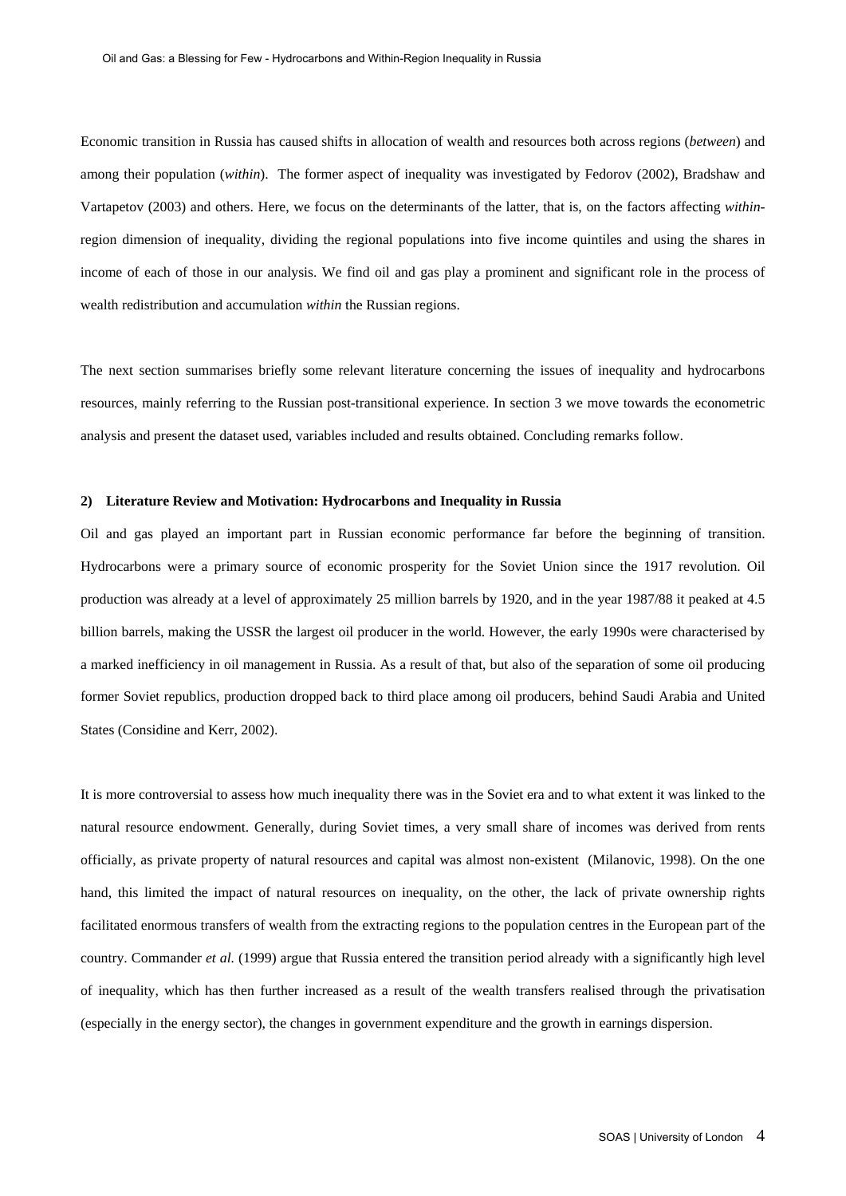Economic transition in Russia has caused shifts in allocation of wealth and resources both across regions (*between*) and among their population (*within*). The former aspect of inequality was investigated by Fedorov (2002), Bradshaw and Vartapetov (2003) and others. Here, we focus on the determinants of the latter, that is, on the factors affecting *within*-region dimension of inequality, dividing the regional populations into five income quintiles and using the shares in income of each of those in our analysis. We find oil and gas play a prominent and significant role in the process of wealth redistribution and accumulation *within* the Russian regions.

The next section summarises briefly some relevant literature concerning the issues of inequality and hydrocarbons resources, mainly referring to the Russian post-transitional experience. In section 3 we move towards the econometric analysis and present the dataset used, variables included and results obtained. Concluding remarks follow.

## 2) Literature Review and Motivation: Hydrocarbons and Inequality in Russia

Oil and gas played an important part in Russian economic performance far before the beginning of transition. Hydrocarbons were a primary source of economic prosperity for the Soviet Union since the 1917 revolution. Oil production was already at a level of approximately 25 million barrels by 1920, and in the year 1987/88 it peaked at 4.5 billion barrels, making the USSR the largest oil producer in the world. However, the early 1990s were characterised by a marked inefficiency in oil management in Russia. As a result of that, but also of the separation of some oil producing former Soviet republics, production dropped back to third place among oil producers, behind Saudi Arabia and United States (Considine and Kerr, 2002).

It is more controversial to assess how much inequality there was in the Soviet era and to what extent it was linked to the natural resource endowment. Generally, during Soviet times, a very small share of incomes was derived from rents officially, as private property of natural resources and capital was almost non-existent (Milanovic, 1998). On the one hand, this limited the impact of natural resources on inequality, on the other, the lack of private ownership rights facilitated enormous transfers of wealth from the extracting regions to the population centres in the European part of the country. Commander *et al.* (1999) argue that Russia entered the transition period already with a significantly high level of inequality, which has then further increased as a result of the wealth transfers realised through the privatisation (especially in the energy sector), the changes in government expenditure and the growth in earnings dispersion.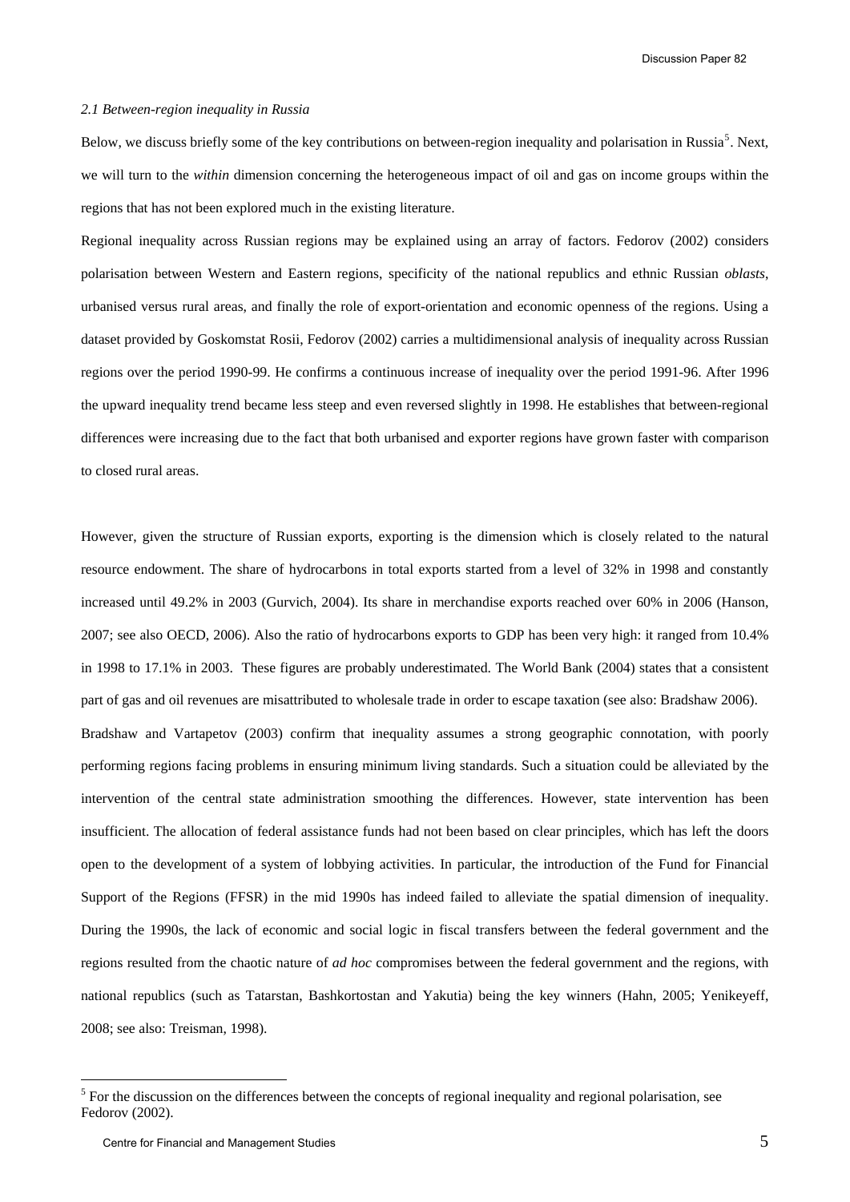*2.1 Between-region inequality in Russia*

Below, we discuss briefly some of the key contributions on between-region inequality and polarisation in Russia[5]. Next, we will turn to the *within* dimension concerning the heterogeneous impact of oil and gas on income groups within the regions that has not been explored much in the existing literature.

Regional inequality across Russian regions may be explained using an array of factors. Fedorov (2002) considers polarisation between Western and Eastern regions, specificity of the national republics and ethnic Russian *oblasts*, urbanised versus rural areas, and finally the role of export-orientation and economic openness of the regions. Using a dataset provided by Goskomstat Rosii, Fedorov (2002) carries a multidimensional analysis of inequality across Russian regions over the period 1990-99. He confirms a continuous increase of inequality over the period 1991-96. After 1996 the upward inequality trend became less steep and even reversed slightly in 1998. He establishes that between-regional differences were increasing due to the fact that both urbanised and exporter regions have grown faster with comparison to closed rural areas.

However, given the structure of Russian exports, exporting is the dimension which is closely related to the natural resource endowment. The share of hydrocarbons in total exports started from a level of 32% in 1998 and constantly increased until 49.2% in 2003 (Gurvich, 2004). Its share in merchandise exports reached over 60% in 2006 (Hanson, 2007; see also OECD, 2006). Also the ratio of hydrocarbons exports to GDP has been very high: it ranged from 10.4% in 1998 to 17.1% in 2003. These figures are probably underestimated. The World Bank (2004) states that a consistent part of gas and oil revenues are misattributed to wholesale trade in order to escape taxation (see also: Bradshaw 2006).

Bradshaw and Vartapetov (2003) confirm that inequality assumes a strong geographic connotation, with poorly performing regions facing problems in ensuring minimum living standards. Such a situation could be alleviated by the intervention of the central state administration smoothing the differences. However, state intervention has been insufficient. The allocation of federal assistance funds had not been based on clear principles, which has left the doors open to the development of a system of lobbying activities. In particular, the introduction of the Fund for Financial Support of the Regions (FFSR) in the mid 1990s has indeed failed to alleviate the spatial dimension of inequality. During the 1990s, the lack of economic and social logic in fiscal transfers between the federal government and the regions resulted from the chaotic nature of *ad hoc* compromises between the federal government and the regions, with national republics (such as Tatarstan, Bashkortostan and Yakutia) being the key winners (Hahn, 2005; Yenikeyeff, 2008; see also: Treisman, 1998).

[5] For the discussion on the differences between the concepts of regional inequality and regional polarisation, see Fedorov (2002).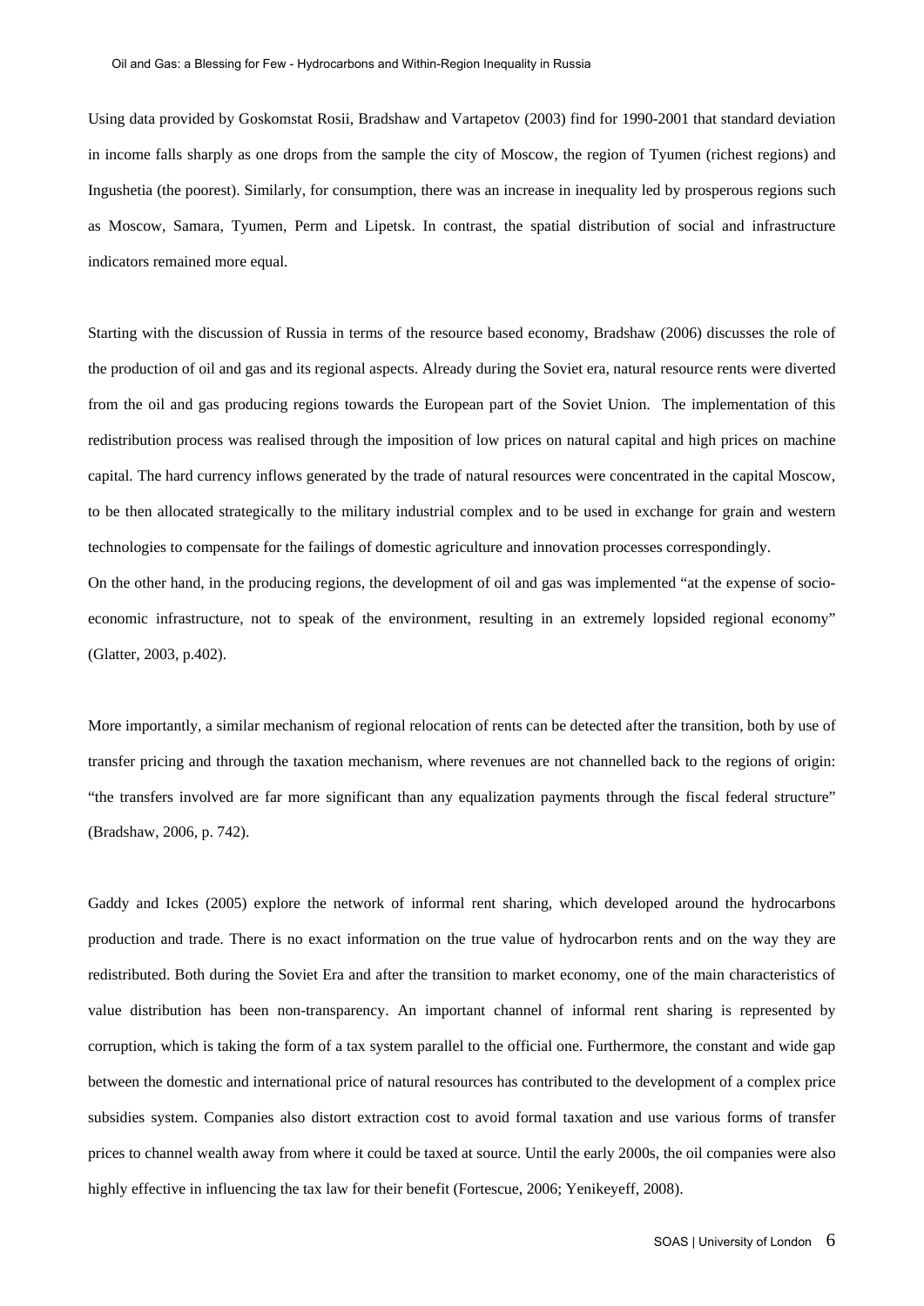Using data provided by Goskomstat Rosii, Bradshaw and Vartapetov (2003) find for 1990-2001 that standard deviation in income falls sharply as one drops from the sample the city of Moscow, the region of Tyumen (richest regions) and Ingushetia (the poorest). Similarly, for consumption, there was an increase in inequality led by prosperous regions such as Moscow, Samara, Tyumen, Perm and Lipetsk. In contrast, the spatial distribution of social and infrastructure indicators remained more equal.

Starting with the discussion of Russia in terms of the resource based economy, Bradshaw (2006) discusses the role of the production of oil and gas and its regional aspects. Already during the Soviet era, natural resource rents were diverted from the oil and gas producing regions towards the European part of the Soviet Union. The implementation of this redistribution process was realised through the imposition of low prices on natural capital and high prices on machine capital. The hard currency inflows generated by the trade of natural resources were concentrated in the capital Moscow, to be then allocated strategically to the military industrial complex and to be used in exchange for grain and western technologies to compensate for the failings of domestic agriculture and innovation processes correspondingly.

On the other hand, in the producing regions, the development of oil and gas was implemented "at the expense of socio-economic infrastructure, not to speak of the environment, resulting in an extremely lopsided regional economy" (Glatter, 2003, p.402).

More importantly, a similar mechanism of regional relocation of rents can be detected after the transition, both by use of transfer pricing and through the taxation mechanism, where revenues are not channelled back to the regions of origin: "the transfers involved are far more significant than any equalization payments through the fiscal federal structure" (Bradshaw, 2006, p. 742).

Gaddy and Ickes (2005) explore the network of informal rent sharing, which developed around the hydrocarbons production and trade. There is no exact information on the true value of hydrocarbon rents and on the way they are redistributed. Both during the Soviet Era and after the transition to market economy, one of the main characteristics of value distribution has been non-transparency. An important channel of informal rent sharing is represented by corruption, which is taking the form of a tax system parallel to the official one. Furthermore, the constant and wide gap between the domestic and international price of natural resources has contributed to the development of a complex price subsidies system. Companies also distort extraction cost to avoid formal taxation and use various forms of transfer prices to channel wealth away from where it could be taxed at source. Until the early 2000s, the oil companies were also highly effective in influencing the tax law for their benefit (Fortescue, 2006; Yenikeyeff, 2008).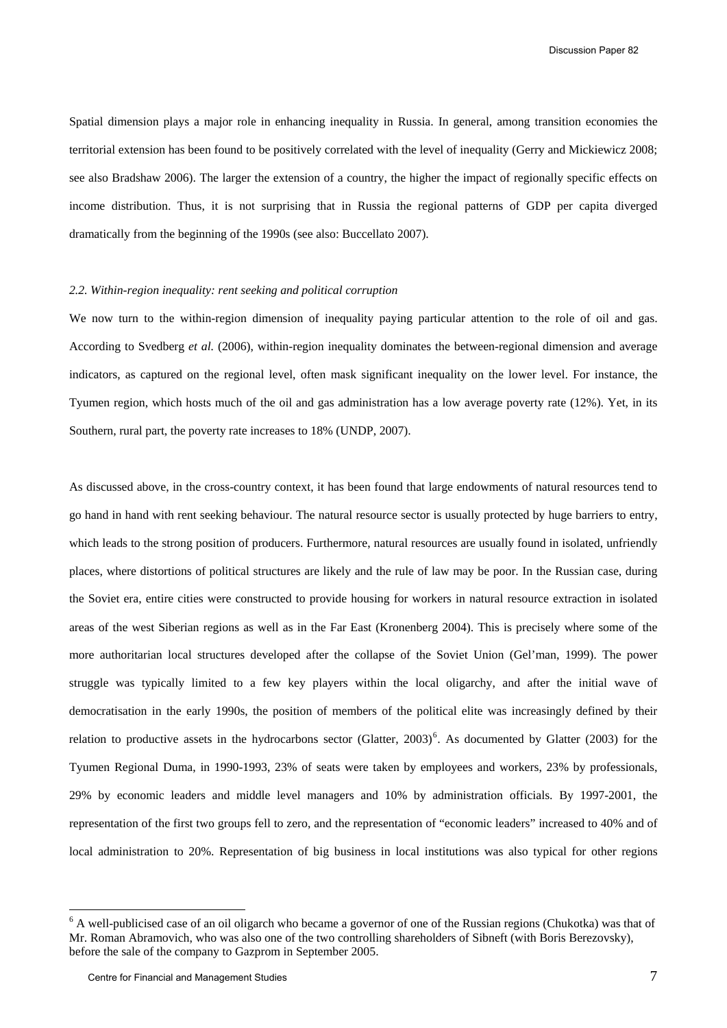Spatial dimension plays a major role in enhancing inequality in Russia. In general, among transition economies the territorial extension has been found to be positively correlated with the level of inequality (Gerry and Mickiewicz 2008; see also Bradshaw 2006). The larger the extension of a country, the higher the impact of regionally specific effects on income distribution. Thus, it is not surprising that in Russia the regional patterns of GDP per capita diverged dramatically from the beginning of the 1990s (see also: Buccellato 2007).

### *2.2. Within-region inequality: rent seeking and political corruption*

We now turn to the within-region dimension of inequality paying particular attention to the role of oil and gas. According to Svedberg *et al.* (2006), within-region inequality dominates the between-regional dimension and average indicators, as captured on the regional level, often mask significant inequality on the lower level. For instance, the Tyumen region, which hosts much of the oil and gas administration has a low average poverty rate (12%). Yet, in its Southern, rural part, the poverty rate increases to 18% (UNDP, 2007).

As discussed above, in the cross-country context, it has been found that large endowments of natural resources tend to go hand in hand with rent seeking behaviour. The natural resource sector is usually protected by huge barriers to entry, which leads to the strong position of producers. Furthermore, natural resources are usually found in isolated, unfriendly places, where distortions of political structures are likely and the rule of law may be poor. In the Russian case, during the Soviet era, entire cities were constructed to provide housing for workers in natural resource extraction in isolated areas of the west Siberian regions as well as in the Far East (Kronenberg 2004). This is precisely where some of the more authoritarian local structures developed after the collapse of the Soviet Union (Gel'man, 1999). The power struggle was typically limited to a few key players within the local oligarchy, and after the initial wave of democratisation in the early 1990s, the position of members of the political elite was increasingly defined by their relation to productive assets in the hydrocarbons sector (Glatter, 2003)[6]. As documented by Glatter (2003) for the Tyumen Regional Duma, in 1990-1993, 23% of seats were taken by employees and workers, 23% by professionals, 29% by economic leaders and middle level managers and 10% by administration officials. By 1997-2001, the representation of the first two groups fell to zero, and the representation of "economic leaders" increased to 40% and of local administration to 20%. Representation of big business in local institutions was also typical for other regions

---

[6] A well-publicised case of an oil oligarch who became a governor of one of the Russian regions (Chukotka) was that of Mr. Roman Abramovich, who was also one of the two controlling shareholders of Sibneft (with Boris Berezovsky), before the sale of the company to Gazprom in September 2005.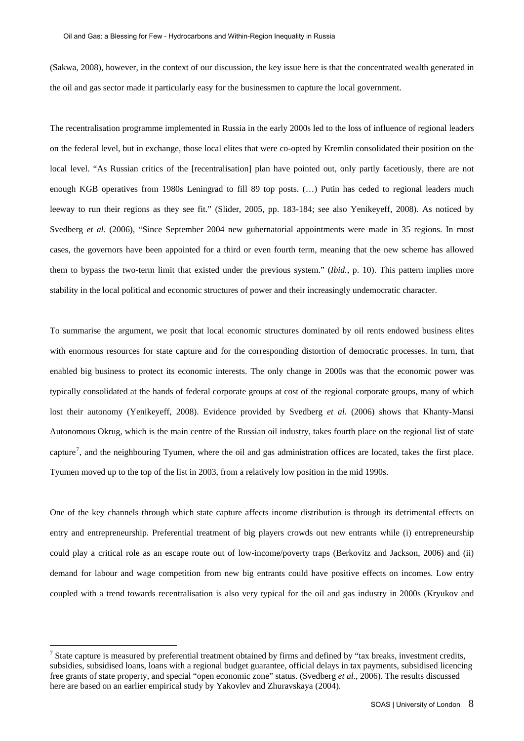(Sakwa, 2008), however, in the context of our discussion, the key issue here is that the concentrated wealth generated in the oil and gas sector made it particularly easy for the businessmen to capture the local government.

The recentralisation programme implemented in Russia in the early 2000s led to the loss of influence of regional leaders on the federal level, but in exchange, those local elites that were co-opted by Kremlin consolidated their position on the local level. "As Russian critics of the [recentralisation] plan have pointed out, only partly facetiously, there are not enough KGB operatives from 1980s Leningrad to fill 89 top posts. (…) Putin has ceded to regional leaders much leeway to run their regions as they see fit." (Slider, 2005, pp. 183-184; see also Yenikeyeff, 2008). As noticed by Svedberg *et al.* (2006), "Since September 2004 new gubernatorial appointments were made in 35 regions. In most cases, the governors have been appointed for a third or even fourth term, meaning that the new scheme has allowed them to bypass the two-term limit that existed under the previous system." (*Ibid.*, p. 10). This pattern implies more stability in the local political and economic structures of power and their increasingly undemocratic character.

To summarise the argument, we posit that local economic structures dominated by oil rents endowed business elites with enormous resources for state capture and for the corresponding distortion of democratic processes. In turn, that enabled big business to protect its economic interests. The only change in 2000s was that the economic power was typically consolidated at the hands of federal corporate groups at cost of the regional corporate groups, many of which lost their autonomy (Yenikeyeff, 2008). Evidence provided by Svedberg *et al.* (2006) shows that Khanty-Mansi Autonomous Okrug, which is the main centre of the Russian oil industry, takes fourth place on the regional list of state capture[7], and the neighbouring Tyumen, where the oil and gas administration offices are located, takes the first place. Tyumen moved up to the top of the list in 2003, from a relatively low position in the mid 1990s.

One of the key channels through which state capture affects income distribution is through its detrimental effects on entry and entrepreneurship. Preferential treatment of big players crowds out new entrants while (i) entrepreneurship could play a critical role as an escape route out of low-income/poverty traps (Berkovitz and Jackson, 2006) and (ii) demand for labour and wage competition from new big entrants could have positive effects on incomes. Low entry coupled with a trend towards recentralisation is also very typical for the oil and gas industry in 2000s (Kryukov and

---

[7] State capture is measured by preferential treatment obtained by firms and defined by "tax breaks, investment credits, subsidies, subsidised loans, loans with a regional budget guarantee, official delays in tax payments, subsidised licencing free grants of state property, and special "open economic zone" status. (Svedberg *et al.*, 2006). The results discussed here are based on an earlier empirical study by Yakovlev and Zhuravskaya (2004).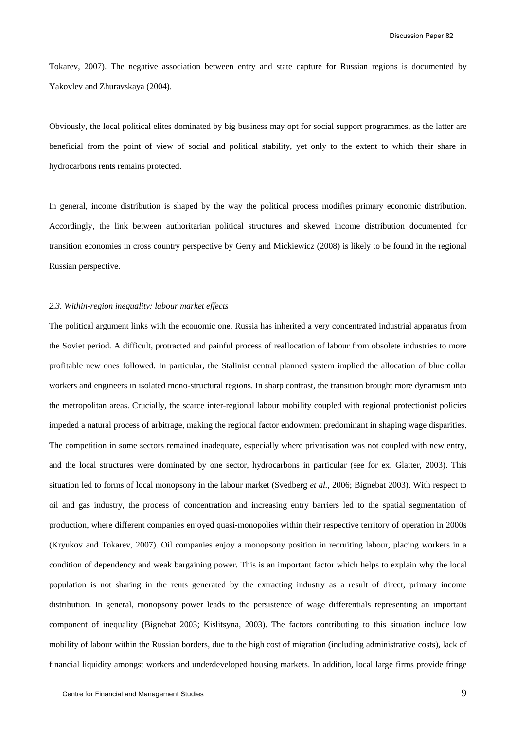Tokarev, 2007). The negative association between entry and state capture for Russian regions is documented by Yakovlev and Zhuravskaya (2004).

Obviously, the local political elites dominated by big business may opt for social support programmes, as the latter are beneficial from the point of view of social and political stability, yet only to the extent to which their share in hydrocarbons rents remains protected.

In general, income distribution is shaped by the way the political process modifies primary economic distribution. Accordingly, the link between authoritarian political structures and skewed income distribution documented for transition economies in cross country perspective by Gerry and Mickiewicz (2008) is likely to be found in the regional Russian perspective.

### *2.3. Within-region inequality: labour market effects*

The political argument links with the economic one. Russia has inherited a very concentrated industrial apparatus from the Soviet period. A difficult, protracted and painful process of reallocation of labour from obsolete industries to more profitable new ones followed. In particular, the Stalinist central planned system implied the allocation of blue collar workers and engineers in isolated mono-structural regions. In sharp contrast, the transition brought more dynamism into the metropolitan areas. Crucially, the scarce inter-regional labour mobility coupled with regional protectionist policies impeded a natural process of arbitrage, making the regional factor endowment predominant in shaping wage disparities. The competition in some sectors remained inadequate, especially where privatisation was not coupled with new entry, and the local structures were dominated by one sector, hydrocarbons in particular (see for ex. Glatter, 2003). This situation led to forms of local monopsony in the labour market (Svedberg *et al.*, 2006; Bignebat 2003). With respect to oil and gas industry, the process of concentration and increasing entry barriers led to the spatial segmentation of production, where different companies enjoyed quasi-monopolies within their respective territory of operation in 2000s (Kryukov and Tokarev, 2007). Oil companies enjoy a monopsony position in recruiting labour, placing workers in a condition of dependency and weak bargaining power. This is an important factor which helps to explain why the local population is not sharing in the rents generated by the extracting industry as a result of direct, primary income distribution. In general, monopsony power leads to the persistence of wage differentials representing an important component of inequality (Bignebat 2003; Kislitsyna, 2003). The factors contributing to this situation include low mobility of labour within the Russian borders, due to the high cost of migration (including administrative costs), lack of financial liquidity amongst workers and underdeveloped housing markets. In addition, local large firms provide fringe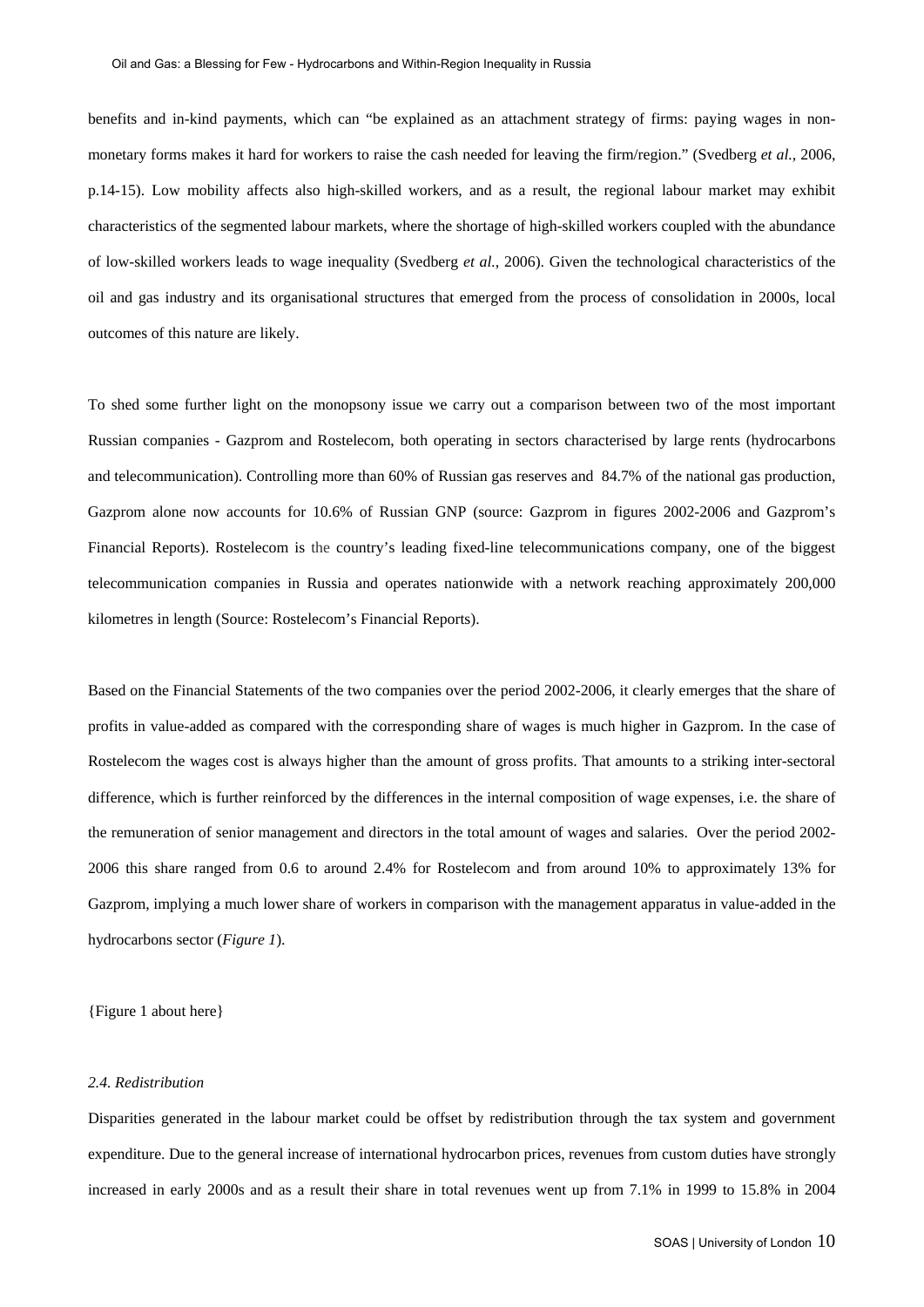benefits and in-kind payments, which can "be explained as an attachment strategy of firms: paying wages in non-monetary forms makes it hard for workers to raise the cash needed for leaving the firm/region." (Svedberg *et al.*, 2006, p.14-15). Low mobility affects also high-skilled workers, and as a result, the regional labour market may exhibit characteristics of the segmented labour markets, where the shortage of high-skilled workers coupled with the abundance of low-skilled workers leads to wage inequality (Svedberg *et al.*, 2006). Given the technological characteristics of the oil and gas industry and its organisational structures that emerged from the process of consolidation in 2000s, local outcomes of this nature are likely.

To shed some further light on the monopsony issue we carry out a comparison between two of the most important Russian companies - Gazprom and Rostelecom, both operating in sectors characterised by large rents (hydrocarbons and telecommunication). Controlling more than 60% of Russian gas reserves and 84.7% of the national gas production, Gazprom alone now accounts for 10.6% of Russian GNP (source: Gazprom in figures 2002-2006 and Gazprom's Financial Reports). Rostelecom is the country's leading fixed-line telecommunications company, one of the biggest telecommunication companies in Russia and operates nationwide with a network reaching approximately 200,000 kilometres in length (Source: Rostelecom's Financial Reports).

Based on the Financial Statements of the two companies over the period 2002-2006, it clearly emerges that the share of profits in value-added as compared with the corresponding share of wages is much higher in Gazprom. In the case of Rostelecom the wages cost is always higher than the amount of gross profits. That amounts to a striking inter-sectoral difference, which is further reinforced by the differences in the internal composition of wage expenses, i.e. the share of the remuneration of senior management and directors in the total amount of wages and salaries. Over the period 2002-2006 this share ranged from 0.6 to around 2.4% for Rostelecom and from around 10% to approximately 13% for Gazprom, implying a much lower share of workers in comparison with the management apparatus in value-added in the hydrocarbons sector (*Figure 1*).

{Figure 1 about here}

*2.4. Redistribution*

Disparities generated in the labour market could be offset by redistribution through the tax system and government expenditure. Due to the general increase of international hydrocarbon prices, revenues from custom duties have strongly increased in early 2000s and as a result their share in total revenues went up from 7.1% in 1999 to 15.8% in 2004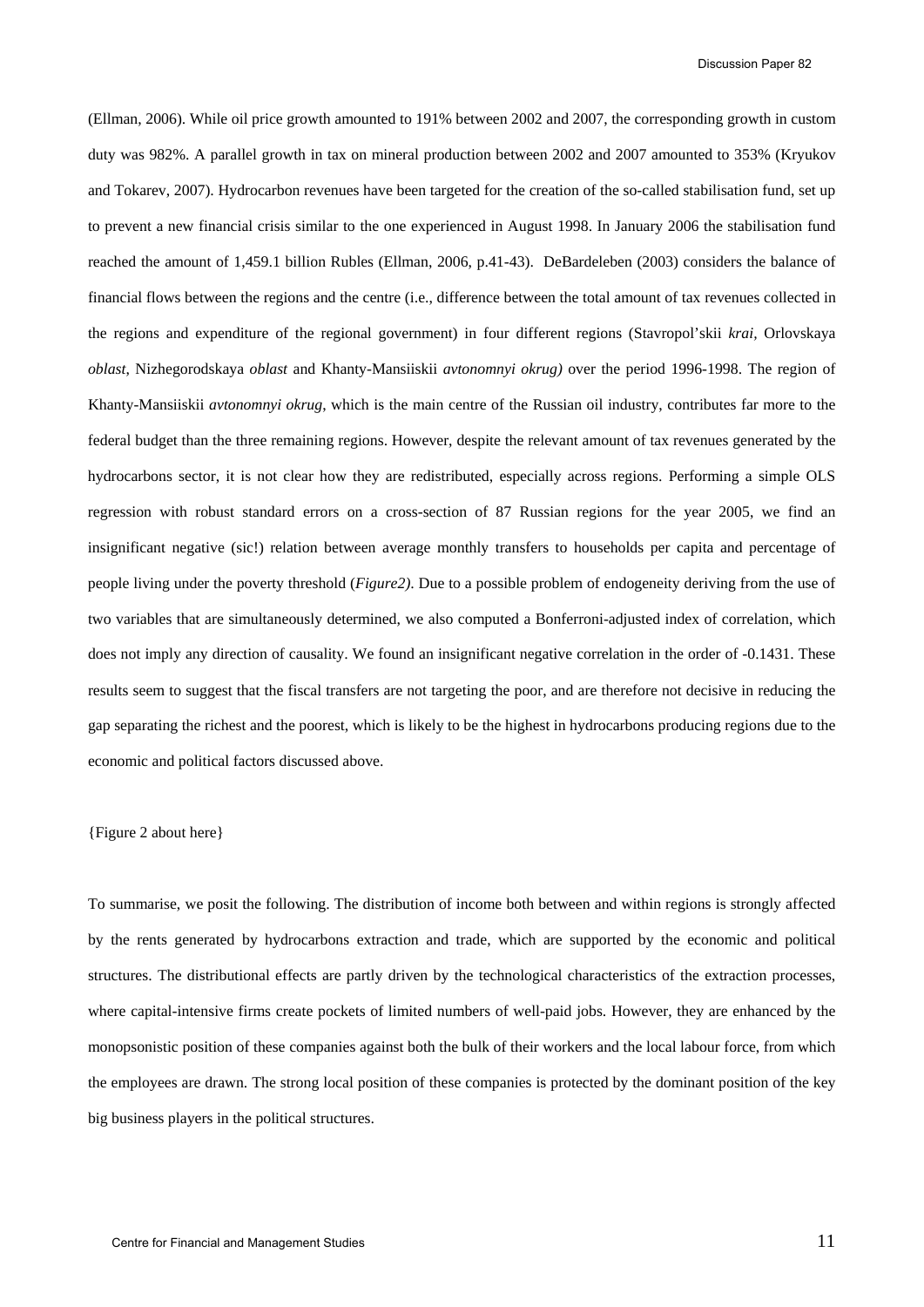(Ellman, 2006). While oil price growth amounted to 191% between 2002 and 2007, the corresponding growth in custom duty was 982%. A parallel growth in tax on mineral production between 2002 and 2007 amounted to 353% (Kryukov and Tokarev, 2007). Hydrocarbon revenues have been targeted for the creation of the so-called stabilisation fund, set up to prevent a new financial crisis similar to the one experienced in August 1998. In January 2006 the stabilisation fund reached the amount of 1,459.1 billion Rubles (Ellman, 2006, p.41-43). DeBardeleben (2003) considers the balance of financial flows between the regions and the centre (i.e., difference between the total amount of tax revenues collected in the regions and expenditure of the regional government) in four different regions (Stavropol'skii *krai*, Orlovskaya *oblast*, Nizhegorodskaya *oblast* and Khanty-Mansiiskii *avtonomnyi okrug)* over the period 1996-1998. The region of Khanty-Mansiiskii *avtonomnyi okrug*, which is the main centre of the Russian oil industry, contributes far more to the federal budget than the three remaining regions. However, despite the relevant amount of tax revenues generated by the hydrocarbons sector, it is not clear how they are redistributed, especially across regions. Performing a simple OLS regression with robust standard errors on a cross-section of 87 Russian regions for the year 2005, we find an insignificant negative (sic!) relation between average monthly transfers to households per capita and percentage of people living under the poverty threshold (*Figure2)*. Due to a possible problem of endogeneity deriving from the use of two variables that are simultaneously determined, we also computed a Bonferroni-adjusted index of correlation, which does not imply any direction of causality. We found an insignificant negative correlation in the order of -0.1431. These results seem to suggest that the fiscal transfers are not targeting the poor, and are therefore not decisive in reducing the gap separating the richest and the poorest, which is likely to be the highest in hydrocarbons producing regions due to the economic and political factors discussed above.

{Figure 2 about here}

To summarise, we posit the following. The distribution of income both between and within regions is strongly affected by the rents generated by hydrocarbons extraction and trade, which are supported by the economic and political structures. The distributional effects are partly driven by the technological characteristics of the extraction processes, where capital-intensive firms create pockets of limited numbers of well-paid jobs. However, they are enhanced by the monopsonistic position of these companies against both the bulk of their workers and the local labour force, from which the employees are drawn. The strong local position of these companies is protected by the dominant position of the key big business players in the political structures.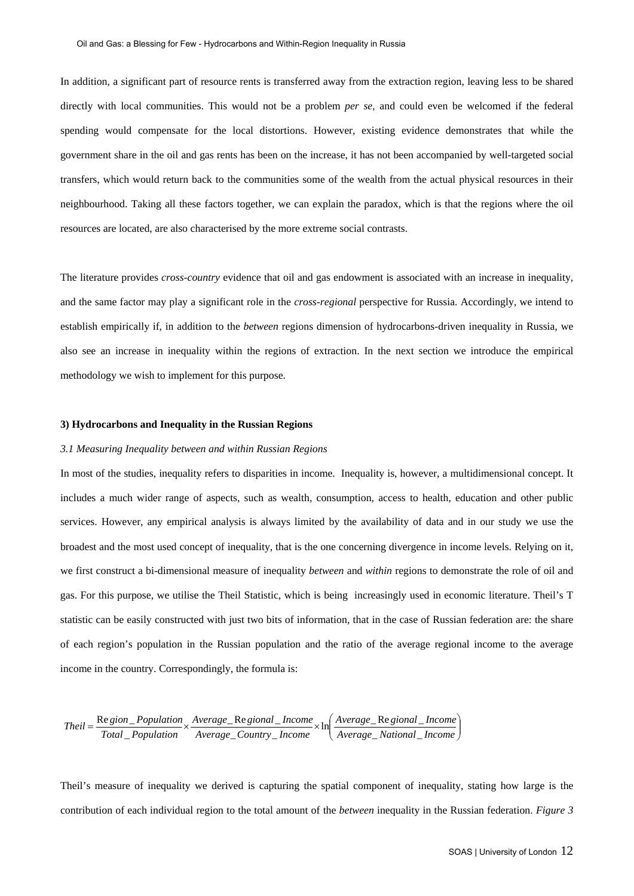In addition, a significant part of resource rents is transferred away from the extraction region, leaving less to be shared directly with local communities. This would not be a problem *per se*, and could even be welcomed if the federal spending would compensate for the local distortions. However, existing evidence demonstrates that while the government share in the oil and gas rents has been on the increase, it has not been accompanied by well-targeted social transfers, which would return back to the communities some of the wealth from the actual physical resources in their neighbourhood. Taking all these factors together, we can explain the paradox, which is that the regions where the oil resources are located, are also characterised by the more extreme social contrasts.

The literature provides *cross-country* evidence that oil and gas endowment is associated with an increase in inequality, and the same factor may play a significant role in the *cross-regional* perspective for Russia. Accordingly, we intend to establish empirically if, in addition to the *between* regions dimension of hydrocarbons-driven inequality in Russia, we also see an increase in inequality within the regions of extraction. In the next section we introduce the empirical methodology we wish to implement for this purpose.

### 3) Hydrocarbons and Inequality in the Russian Regions

#### *3.1 Measuring Inequality between and within Russian Regions*

In most of the studies, inequality refers to disparities in income. Inequality is, however, a multidimensional concept. It includes a much wider range of aspects, such as wealth, consumption, access to health, education and other public services. However, any empirical analysis is always limited by the availability of data and in our study we use the broadest and the most used concept of inequality, that is the one concerning divergence in income levels. Relying on it, we first construct a bi-dimensional measure of inequality *between* and *within* regions to demonstrate the role of oil and gas. For this purpose, we utilise the Theil Statistic, which is being increasingly used in economic literature. Theil's T statistic can be easily constructed with just two bits of information, that in the case of Russian federation are: the share of each region's population in the Russian population and the ratio of the average regional income to the average income in the country. Correspondingly, the formula is:

$$Theil = \frac{Region\_Population}{Total\_Population} \times \frac{Average\_Regional\_Income}{Average\_Country\_Income} \times \ln\left(\frac{Average\_Regional\_Income}{Average\_National\_Income}\right)$$

Theil's measure of inequality we derived is capturing the spatial component of inequality, stating how large is the contribution of each individual region to the total amount of the *between* inequality in the Russian federation. *Figure 3*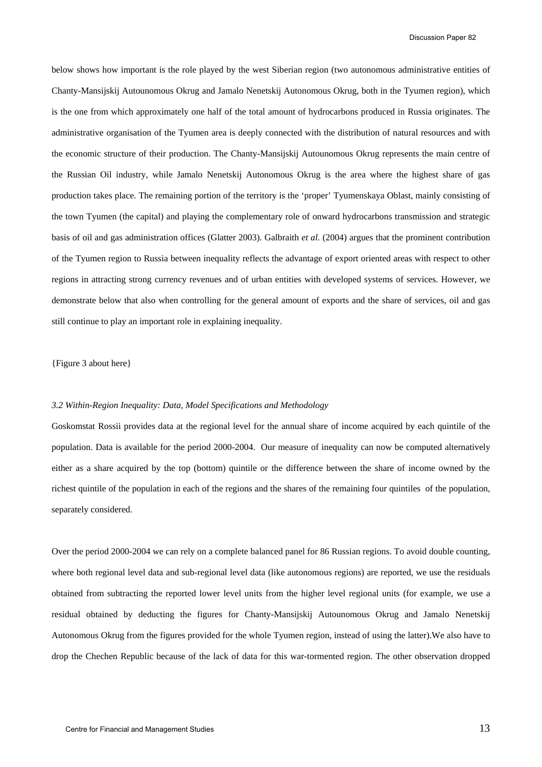below shows how important is the role played by the west Siberian region (two autonomous administrative entities of Chanty-Mansijskij Autounomous Okrug and Jamalo Nenetskij Autonomous Okrug, both in the Tyumen region), which is the one from which approximately one half of the total amount of hydrocarbons produced in Russia originates. The administrative organisation of the Tyumen area is deeply connected with the distribution of natural resources and with the economic structure of their production. The Chanty-Mansijskij Autounomous Okrug represents the main centre of the Russian Oil industry, while Jamalo Nenetskij Autonomous Okrug is the area where the highest share of gas production takes place. The remaining portion of the territory is the 'proper' Tyumenskaya Oblast, mainly consisting of the town Tyumen (the capital) and playing the complementary role of onward hydrocarbons transmission and strategic basis of oil and gas administration offices (Glatter 2003). Galbraith *et al.* (2004) argues that the prominent contribution of the Tyumen region to Russia between inequality reflects the advantage of export oriented areas with respect to other regions in attracting strong currency revenues and of urban entities with developed systems of services. However, we demonstrate below that also when controlling for the general amount of exports and the share of services, oil and gas still continue to play an important role in explaining inequality.

{Figure 3 about here}

### *3.2 Within-Region Inequality: Data, Model Specifications and Methodology*

Goskomstat Rossii provides data at the regional level for the annual share of income acquired by each quintile of the population. Data is available for the period 2000-2004. Our measure of inequality can now be computed alternatively either as a share acquired by the top (bottom) quintile or the difference between the share of income owned by the richest quintile of the population in each of the regions and the shares of the remaining four quintiles of the population, separately considered.

Over the period 2000-2004 we can rely on a complete balanced panel for 86 Russian regions. To avoid double counting, where both regional level data and sub-regional level data (like autonomous regions) are reported, we use the residuals obtained from subtracting the reported lower level units from the higher level regional units (for example, we use a residual obtained by deducting the figures for Chanty-Mansijskij Autounomous Okrug and Jamalo Nenetskij Autonomous Okrug from the figures provided for the whole Tyumen region, instead of using the latter).We also have to drop the Chechen Republic because of the lack of data for this war-tormented region. The other observation dropped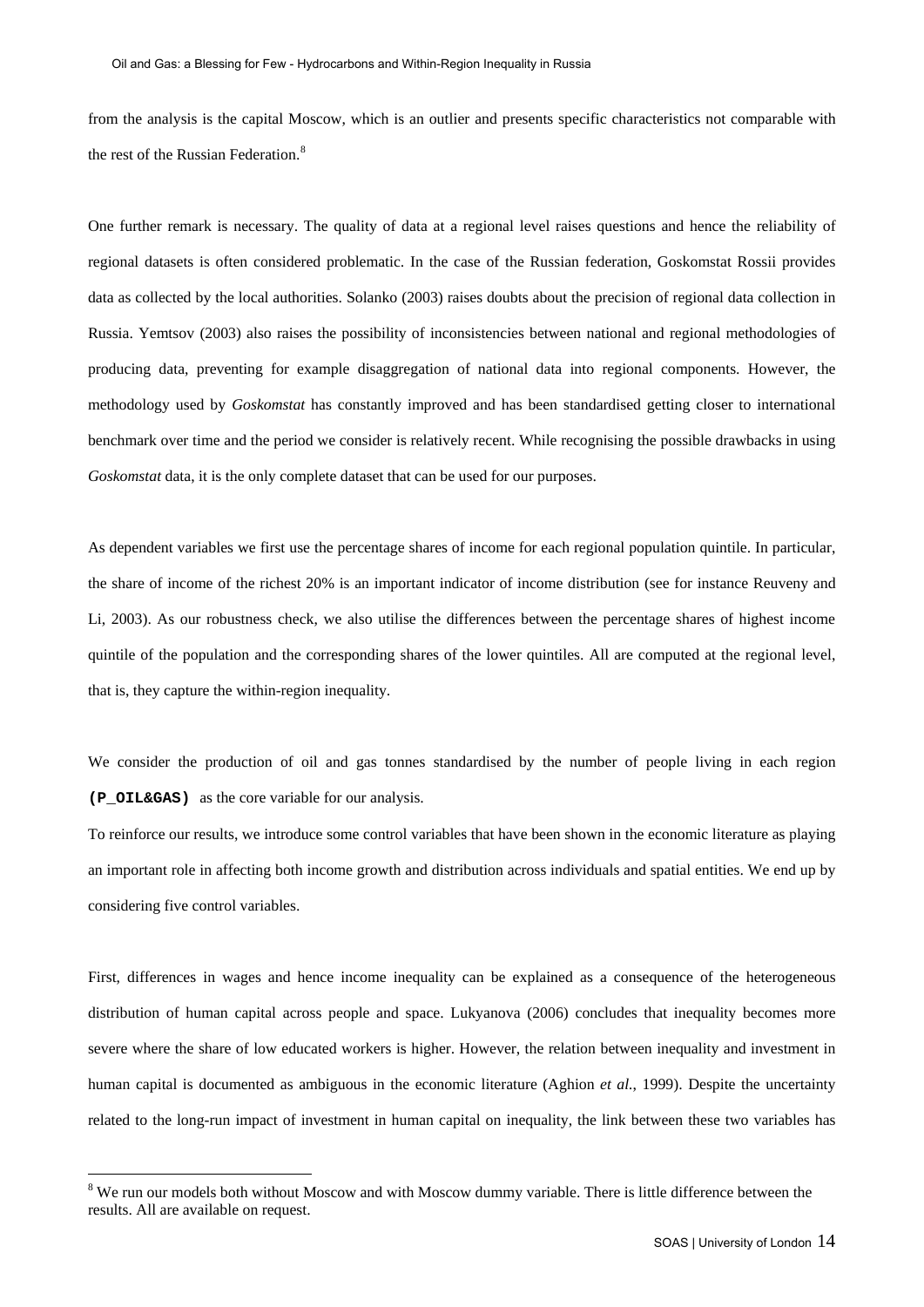from the analysis is the capital Moscow, which is an outlier and presents specific characteristics not comparable with the rest of the Russian Federation.[8]

One further remark is necessary. The quality of data at a regional level raises questions and hence the reliability of regional datasets is often considered problematic. In the case of the Russian federation, Goskomstat Rossii provides data as collected by the local authorities. Solanko (2003) raises doubts about the precision of regional data collection in Russia. Yemtsov (2003) also raises the possibility of inconsistencies between national and regional methodologies of producing data, preventing for example disaggregation of national data into regional components. However, the methodology used by *Goskomstat* has constantly improved and has been standardised getting closer to international benchmark over time and the period we consider is relatively recent. While recognising the possible drawbacks in using *Goskomstat* data, it is the only complete dataset that can be used for our purposes.

As dependent variables we first use the percentage shares of income for each regional population quintile. In particular, the share of income of the richest 20% is an important indicator of income distribution (see for instance Reuveny and Li, 2003). As our robustness check, we also utilise the differences between the percentage shares of highest income quintile of the population and the corresponding shares of the lower quintiles. All are computed at the regional level, that is, they capture the within-region inequality.

We consider the production of oil and gas tonnes standardised by the number of people living in each region **(P_OIL&GAS)** as the core variable for our analysis.

To reinforce our results, we introduce some control variables that have been shown in the economic literature as playing an important role in affecting both income growth and distribution across individuals and spatial entities. We end up by considering five control variables.

First, differences in wages and hence income inequality can be explained as a consequence of the heterogeneous distribution of human capital across people and space. Lukyanova (2006) concludes that inequality becomes more severe where the share of low educated workers is higher. However, the relation between inequality and investment in human capital is documented as ambiguous in the economic literature (Aghion *et al.*, 1999). Despite the uncertainty related to the long-run impact of investment in human capital on inequality, the link between these two variables has

[8] We run our models both without Moscow and with Moscow dummy variable. There is little difference between the results. All are available on request.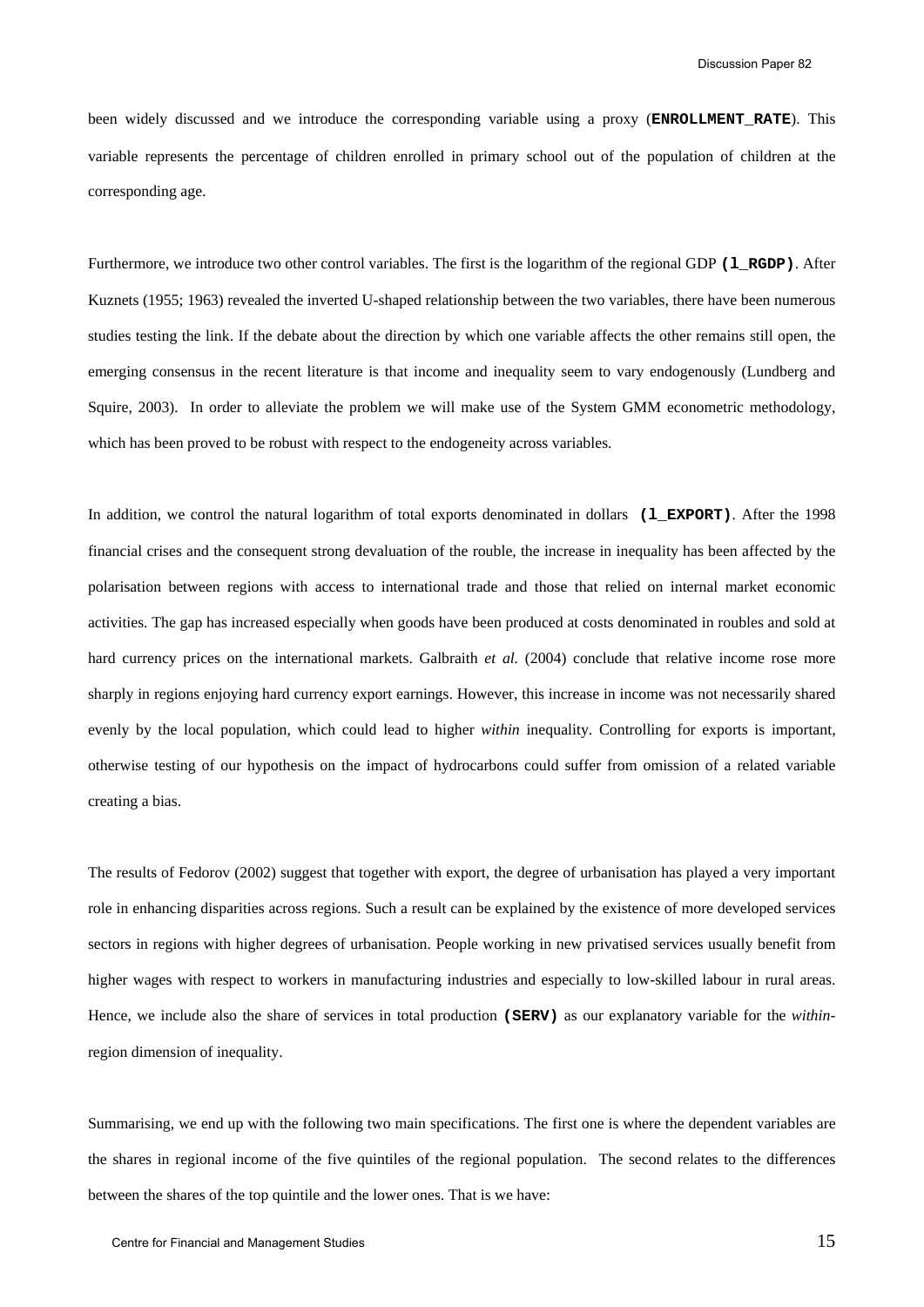been widely discussed and we introduce the corresponding variable using a proxy (**ENROLLMENT_RATE**). This variable represents the percentage of children enrolled in primary school out of the population of children at the corresponding age.

Furthermore, we introduce two other control variables. The first is the logarithm of the regional GDP **(l_RGDP)**. After Kuznets (1955; 1963) revealed the inverted U-shaped relationship between the two variables, there have been numerous studies testing the link. If the debate about the direction by which one variable affects the other remains still open, the emerging consensus in the recent literature is that income and inequality seem to vary endogenously (Lundberg and Squire, 2003). In order to alleviate the problem we will make use of the System GMM econometric methodology, which has been proved to be robust with respect to the endogeneity across variables.

In addition, we control the natural logarithm of total exports denominated in dollars **(l_EXPORT)**. After the 1998 financial crises and the consequent strong devaluation of the rouble, the increase in inequality has been affected by the polarisation between regions with access to international trade and those that relied on internal market economic activities. The gap has increased especially when goods have been produced at costs denominated in roubles and sold at hard currency prices on the international markets. Galbraith *et al.* (2004) conclude that relative income rose more sharply in regions enjoying hard currency export earnings. However, this increase in income was not necessarily shared evenly by the local population, which could lead to higher *within* inequality. Controlling for exports is important, otherwise testing of our hypothesis on the impact of hydrocarbons could suffer from omission of a related variable creating a bias.

The results of Fedorov (2002) suggest that together with export, the degree of urbanisation has played a very important role in enhancing disparities across regions. Such a result can be explained by the existence of more developed services sectors in regions with higher degrees of urbanisation. People working in new privatised services usually benefit from higher wages with respect to workers in manufacturing industries and especially to low-skilled labour in rural areas. Hence, we include also the share of services in total production **(SERV)** as our explanatory variable for the *within*-region dimension of inequality.

Summarising, we end up with the following two main specifications. The first one is where the dependent variables are the shares in regional income of the five quintiles of the regional population. The second relates to the differences between the shares of the top quintile and the lower ones. That is we have: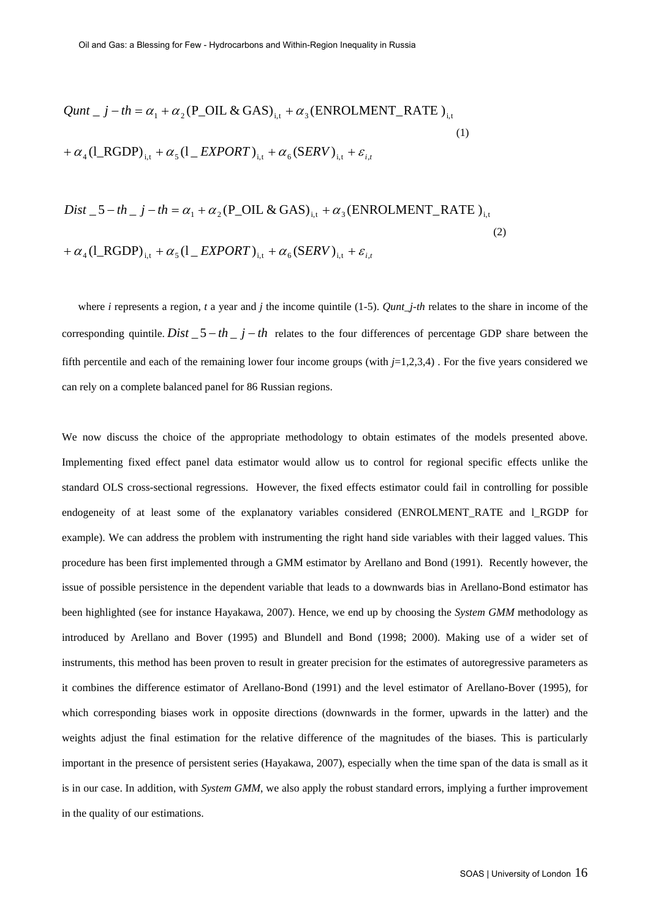$$Qunt\_j-th = \alpha_1 + \alpha_2(\text{P\_OIL \& GAS})_{\text{i,t}} + \alpha_3(\text{ENROLMENT\_RATE})_{\text{i,t}} + \alpha_4(\text{l\_RGDP})_{\text{i,t}} + \alpha_5(\text{l}\_EXPORT)_{\text{i,t}} + \alpha_6(\text{S}ERV)_{\text{i,t}} + \varepsilon_{i,t} \quad (1)$$

$$Dist\_5-th\_j-th = \alpha_1 + \alpha_2(\text{P\_OIL \& GAS})_{\text{i,t}} + \alpha_3(\text{ENROLMENT\_RATE})_{\text{i,t}} + \alpha_4(\text{l\_RGDP})_{\text{i,t}} + \alpha_5(\text{l}\_EXPORT)_{\text{i,t}} + \alpha_6(\text{S}ERV)_{\text{i,t}} + \varepsilon_{i,t} \quad (2)$$

where *i* represents a region, *t* a year and *j* the income quintile (1-5). *Qunt_j-th* relates to the share in income of the corresponding quintile. $Dist\_5-th\_j-th$ relates to the four differences of percentage GDP share between the fifth percentile and each of the remaining lower four income groups (with *j*=1,2,3,4) . For the five years considered we can rely on a complete balanced panel for 86 Russian regions.

We now discuss the choice of the appropriate methodology to obtain estimates of the models presented above. Implementing fixed effect panel data estimator would allow us to control for regional specific effects unlike the standard OLS cross-sectional regressions. However, the fixed effects estimator could fail in controlling for possible endogeneity of at least some of the explanatory variables considered (ENROLMENT_RATE and l_RGDP for example). We can address the problem with instrumenting the right hand side variables with their lagged values. This procedure has been first implemented through a GMM estimator by Arellano and Bond (1991). Recently however, the issue of possible persistence in the dependent variable that leads to a downwards bias in Arellano-Bond estimator has been highlighted (see for instance Hayakawa, 2007). Hence, we end up by choosing the *System GMM* methodology as introduced by Arellano and Bover (1995) and Blundell and Bond (1998; 2000). Making use of a wider set of instruments, this method has been proven to result in greater precision for the estimates of autoregressive parameters as it combines the difference estimator of Arellano-Bond (1991) and the level estimator of Arellano-Bover (1995), for which corresponding biases work in opposite directions (downwards in the former, upwards in the latter) and the weights adjust the final estimation for the relative difference of the magnitudes of the biases. This is particularly important in the presence of persistent series (Hayakawa, 2007), especially when the time span of the data is small as it is in our case. In addition, with *System GMM*, we also apply the robust standard errors, implying a further improvement in the quality of our estimations.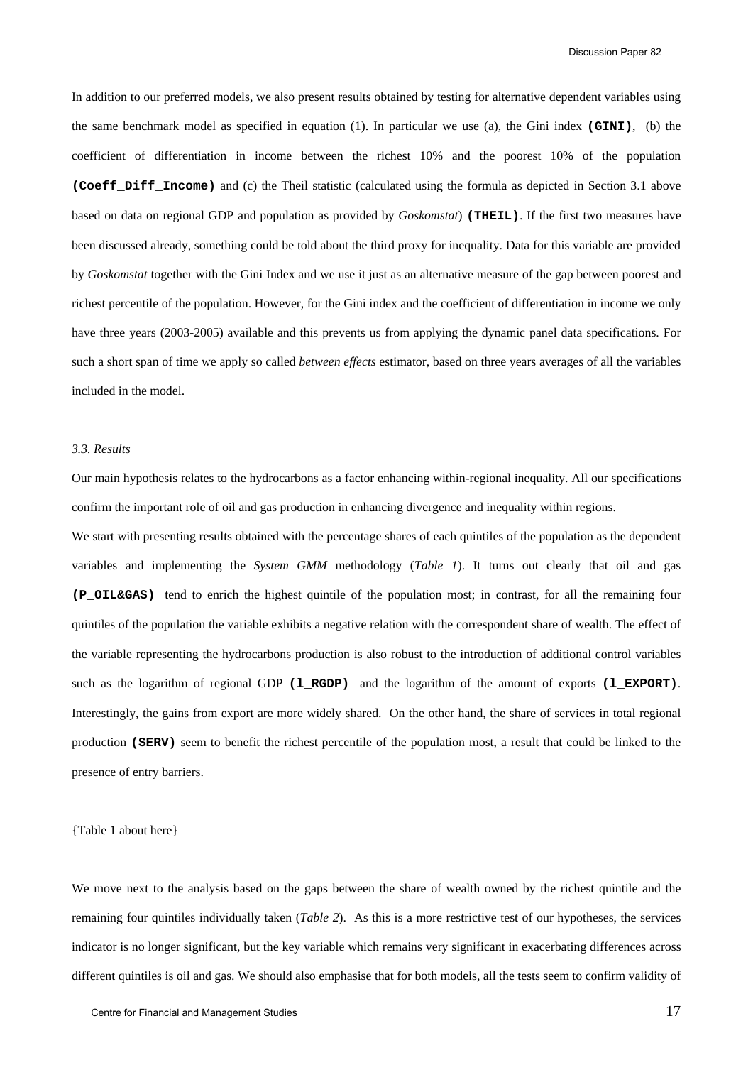In addition to our preferred models, we also present results obtained by testing for alternative dependent variables using the same benchmark model as specified in equation (1). In particular we use (a), the Gini index **(GINI)**, (b) the coefficient of differentiation in income between the richest 10% and the poorest 10% of the population **(Coeff_Diff_Income)** and (c) the Theil statistic (calculated using the formula as depicted in Section 3.1 above based on data on regional GDP and population as provided by *Goskomstat*) **(THEIL)**. If the first two measures have been discussed already, something could be told about the third proxy for inequality. Data for this variable are provided by *Goskomstat* together with the Gini Index and we use it just as an alternative measure of the gap between poorest and richest percentile of the population. However, for the Gini index and the coefficient of differentiation in income we only have three years (2003-2005) available and this prevents us from applying the dynamic panel data specifications. For such a short span of time we apply so called *between effects* estimator, based on three years averages of all the variables included in the model.

### *3.3. Results*

Our main hypothesis relates to the hydrocarbons as a factor enhancing within-regional inequality. All our specifications confirm the important role of oil and gas production in enhancing divergence and inequality within regions.

We start with presenting results obtained with the percentage shares of each quintiles of the population as the dependent variables and implementing the *System GMM* methodology (*Table 1*). It turns out clearly that oil and gas **(P_OIL&GAS)** tend to enrich the highest quintile of the population most; in contrast, for all the remaining four quintiles of the population the variable exhibits a negative relation with the correspondent share of wealth. The effect of the variable representing the hydrocarbons production is also robust to the introduction of additional control variables such as the logarithm of regional GDP **(l_RGDP)** and the logarithm of the amount of exports **(l_EXPORT)**. Interestingly, the gains from export are more widely shared. On the other hand, the share of services in total regional production **(SERV)** seem to benefit the richest percentile of the population most, a result that could be linked to the presence of entry barriers.

{Table 1 about here}

We move next to the analysis based on the gaps between the share of wealth owned by the richest quintile and the remaining four quintiles individually taken (*Table 2*). As this is a more restrictive test of our hypotheses, the services indicator is no longer significant, but the key variable which remains very significant in exacerbating differences across different quintiles is oil and gas. We should also emphasise that for both models, all the tests seem to confirm validity of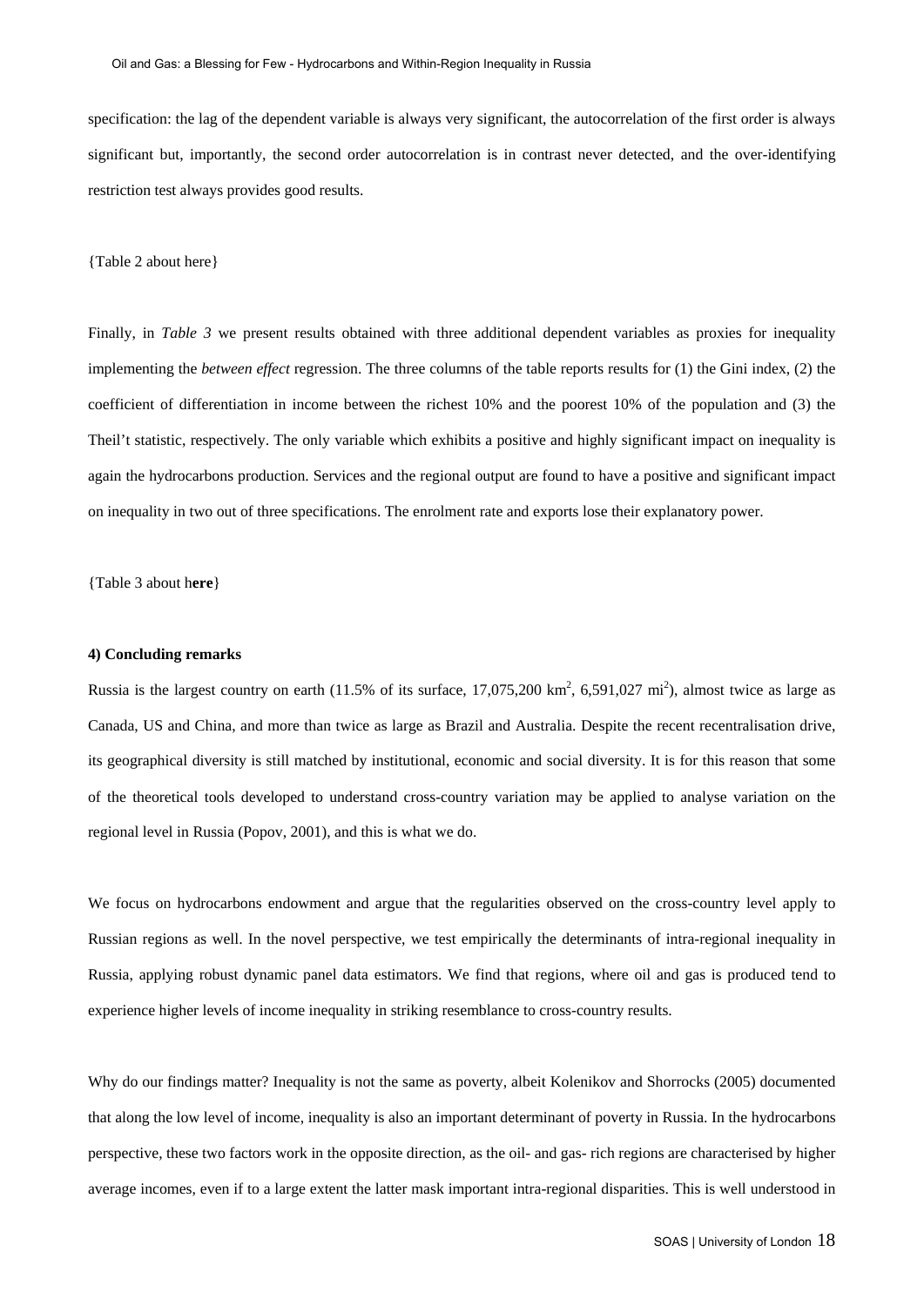specification: the lag of the dependent variable is always very significant, the autocorrelation of the first order is always significant but, importantly, the second order autocorrelation is in contrast never detected, and the over-identifying restriction test always provides good results.

{Table 2 about here}

Finally, in *Table 3* we present results obtained with three additional dependent variables as proxies for inequality implementing the *between effect* regression. The three columns of the table reports results for (1) the Gini index, (2) the coefficient of differentiation in income between the richest 10% and the poorest 10% of the population and (3) the Theil't statistic, respectively. The only variable which exhibits a positive and highly significant impact on inequality is again the hydrocarbons production. Services and the regional output are found to have a positive and significant impact on inequality in two out of three specifications. The enrolment rate and exports lose their explanatory power.

{Table 3 about h**ere**}

#### 4) Concluding remarks

Russia is the largest country on earth (11.5% of its surface, 17,075,200 km$^2$, 6,591,027 mi$^2$), almost twice as large as Canada, US and China, and more than twice as large as Brazil and Australia. Despite the recent recentralisation drive, its geographical diversity is still matched by institutional, economic and social diversity. It is for this reason that some of the theoretical tools developed to understand cross-country variation may be applied to analyse variation on the regional level in Russia (Popov, 2001), and this is what we do.

We focus on hydrocarbons endowment and argue that the regularities observed on the cross-country level apply to Russian regions as well. In the novel perspective, we test empirically the determinants of intra-regional inequality in Russia, applying robust dynamic panel data estimators. We find that regions, where oil and gas is produced tend to experience higher levels of income inequality in striking resemblance to cross-country results.

Why do our findings matter? Inequality is not the same as poverty, albeit Kolenikov and Shorrocks (2005) documented that along the low level of income, inequality is also an important determinant of poverty in Russia. In the hydrocarbons perspective, these two factors work in the opposite direction, as the oil- and gas- rich regions are characterised by higher average incomes, even if to a large extent the latter mask important intra-regional disparities. This is well understood in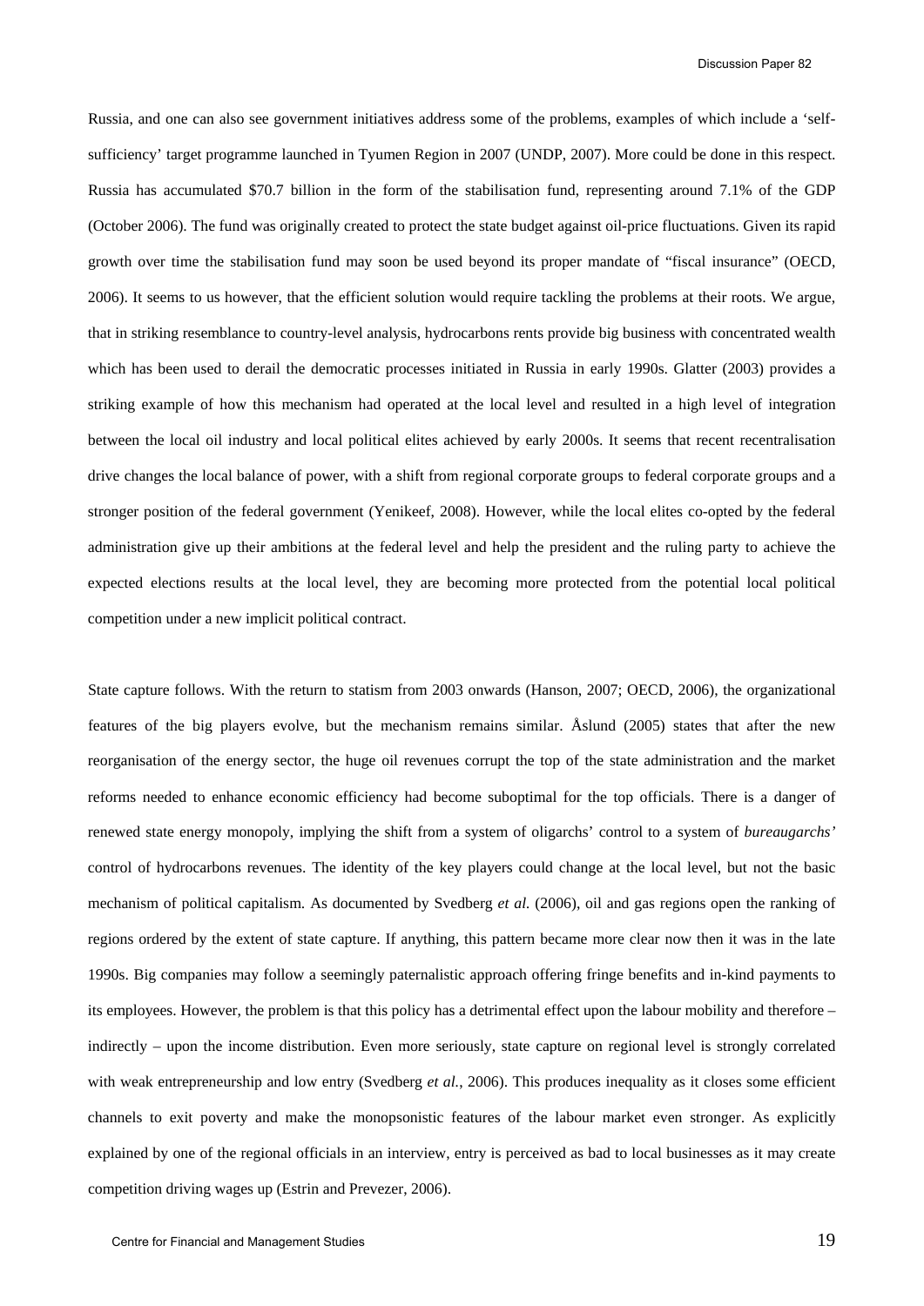Russia, and one can also see government initiatives address some of the problems, examples of which include a 'self-sufficiency' target programme launched in Tyumen Region in 2007 (UNDP, 2007). More could be done in this respect. Russia has accumulated $70.7 billion in the form of the stabilisation fund, representing around 7.1% of the GDP (October 2006). The fund was originally created to protect the state budget against oil-price fluctuations. Given its rapid growth over time the stabilisation fund may soon be used beyond its proper mandate of "fiscal insurance" (OECD, 2006). It seems to us however, that the efficient solution would require tackling the problems at their roots. We argue, that in striking resemblance to country-level analysis, hydrocarbons rents provide big business with concentrated wealth which has been used to derail the democratic processes initiated in Russia in early 1990s. Glatter (2003) provides a striking example of how this mechanism had operated at the local level and resulted in a high level of integration between the local oil industry and local political elites achieved by early 2000s. It seems that recent recentralisation drive changes the local balance of power, with a shift from regional corporate groups to federal corporate groups and a stronger position of the federal government (Yenikeef, 2008). However, while the local elites co-opted by the federal administration give up their ambitions at the federal level and help the president and the ruling party to achieve the expected elections results at the local level, they are becoming more protected from the potential local political competition under a new implicit political contract.

State capture follows. With the return to statism from 2003 onwards (Hanson, 2007; OECD, 2006), the organizational features of the big players evolve, but the mechanism remains similar. Åslund (2005) states that after the new reorganisation of the energy sector, the huge oil revenues corrupt the top of the state administration and the market reforms needed to enhance economic efficiency had become suboptimal for the top officials. There is a danger of renewed state energy monopoly, implying the shift from a system of oligarchs' control to a system of *bureaugarchs'* control of hydrocarbons revenues. The identity of the key players could change at the local level, but not the basic mechanism of political capitalism. As documented by Svedberg *et al.* (2006), oil and gas regions open the ranking of regions ordered by the extent of state capture. If anything, this pattern became more clear now then it was in the late 1990s. Big companies may follow a seemingly paternalistic approach offering fringe benefits and in-kind payments to its employees. However, the problem is that this policy has a detrimental effect upon the labour mobility and therefore – indirectly – upon the income distribution. Even more seriously, state capture on regional level is strongly correlated with weak entrepreneurship and low entry (Svedberg *et al.*, 2006). This produces inequality as it closes some efficient channels to exit poverty and make the monopsonistic features of the labour market even stronger. As explicitly explained by one of the regional officials in an interview, entry is perceived as bad to local businesses as it may create competition driving wages up (Estrin and Prevezer, 2006).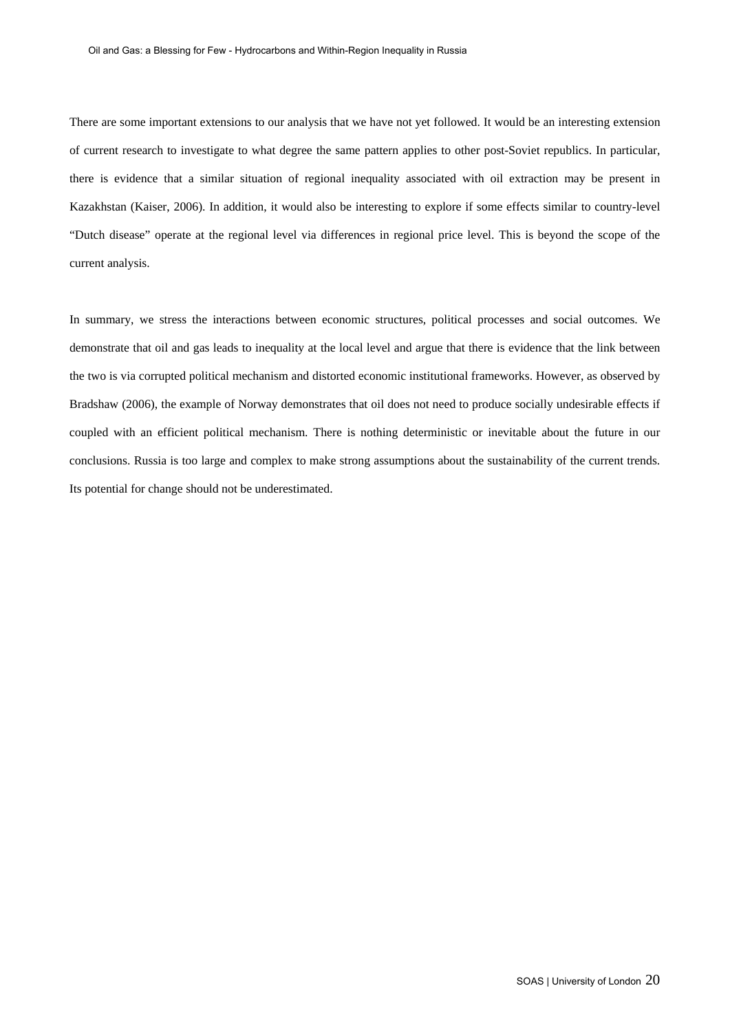There are some important extensions to our analysis that we have not yet followed. It would be an interesting extension of current research to investigate to what degree the same pattern applies to other post-Soviet republics. In particular, there is evidence that a similar situation of regional inequality associated with oil extraction may be present in Kazakhstan (Kaiser, 2006). In addition, it would also be interesting to explore if some effects similar to country-level "Dutch disease" operate at the regional level via differences in regional price level. This is beyond the scope of the current analysis.

In summary, we stress the interactions between economic structures, political processes and social outcomes. We demonstrate that oil and gas leads to inequality at the local level and argue that there is evidence that the link between the two is via corrupted political mechanism and distorted economic institutional frameworks. However, as observed by Bradshaw (2006), the example of Norway demonstrates that oil does not need to produce socially undesirable effects if coupled with an efficient political mechanism. There is nothing deterministic or inevitable about the future in our conclusions. Russia is too large and complex to make strong assumptions about the sustainability of the current trends. Its potential for change should not be underestimated.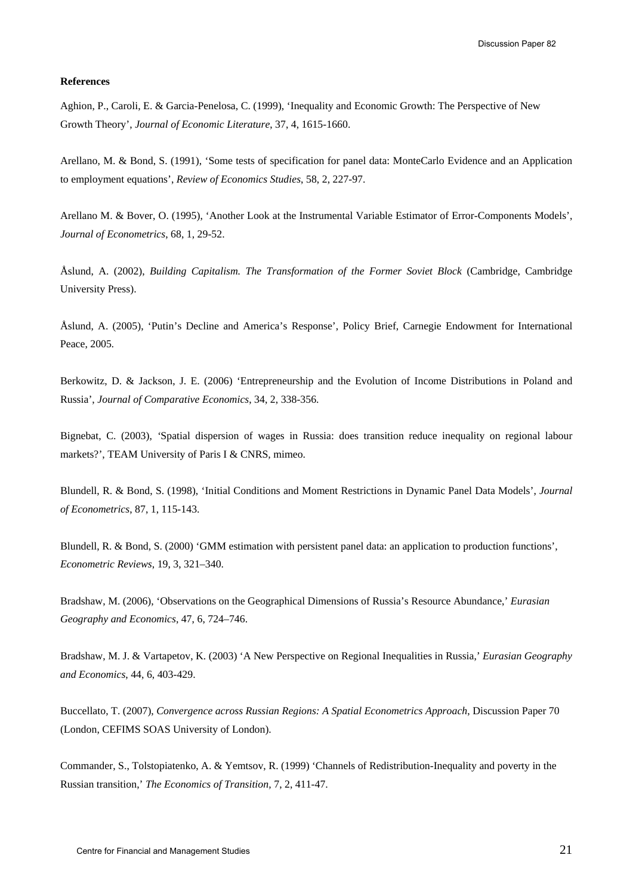**References**

Aghion, P., Caroli, E. & Garcia-Penelosa, C. (1999), 'Inequality and Economic Growth: The Perspective of New Growth Theory', *Journal of Economic Literature*, 37, 4, 1615-1660.

Arellano, M. & Bond, S. (1991), 'Some tests of specification for panel data: MonteCarlo Evidence and an Application to employment equations', *Review of Economics Studies*, 58, 2, 227-97.

Arellano M. & Bover, O. (1995), 'Another Look at the Instrumental Variable Estimator of Error-Components Models', *Journal of Econometrics*, 68, 1, 29-52.

Åslund, A. (2002), *Building Capitalism. The Transformation of the Former Soviet Block* (Cambridge, Cambridge University Press).

Åslund, A. (2005), 'Putin's Decline and America's Response', Policy Brief, Carnegie Endowment for International Peace, 2005.

Berkowitz, D. & Jackson, J. E. (2006) 'Entrepreneurship and the Evolution of Income Distributions in Poland and Russia', *Journal of Comparative Economics*, 34, 2, 338-356.

Bignebat, C. (2003), 'Spatial dispersion of wages in Russia: does transition reduce inequality on regional labour markets?', TEAM University of Paris I & CNRS, mimeo.

Blundell, R. & Bond, S. (1998), 'Initial Conditions and Moment Restrictions in Dynamic Panel Data Models', *Journal of Econometrics*, 87, 1, 115-143.

Blundell, R. & Bond, S. (2000) 'GMM estimation with persistent panel data: an application to production functions', *Econometric Reviews*, 19, 3, 321–340.

Bradshaw, M. (2006), 'Observations on the Geographical Dimensions of Russia's Resource Abundance,' *Eurasian Geography and Economics*, 47, 6, 724–746.

Bradshaw, M. J. & Vartapetov, K. (2003) 'A New Perspective on Regional Inequalities in Russia,' *Eurasian Geography and Economics*, 44, 6, 403-429.

Buccellato, T. (2007), *Convergence across Russian Regions: A Spatial Econometrics Approach*, Discussion Paper 70 (London, CEFIMS SOAS University of London).

Commander, S., Tolstopiatenko, A. & Yemtsov, R. (1999) 'Channels of Redistribution-Inequality and poverty in the Russian transition,' *The Economics of Transition*, 7, 2, 411-47.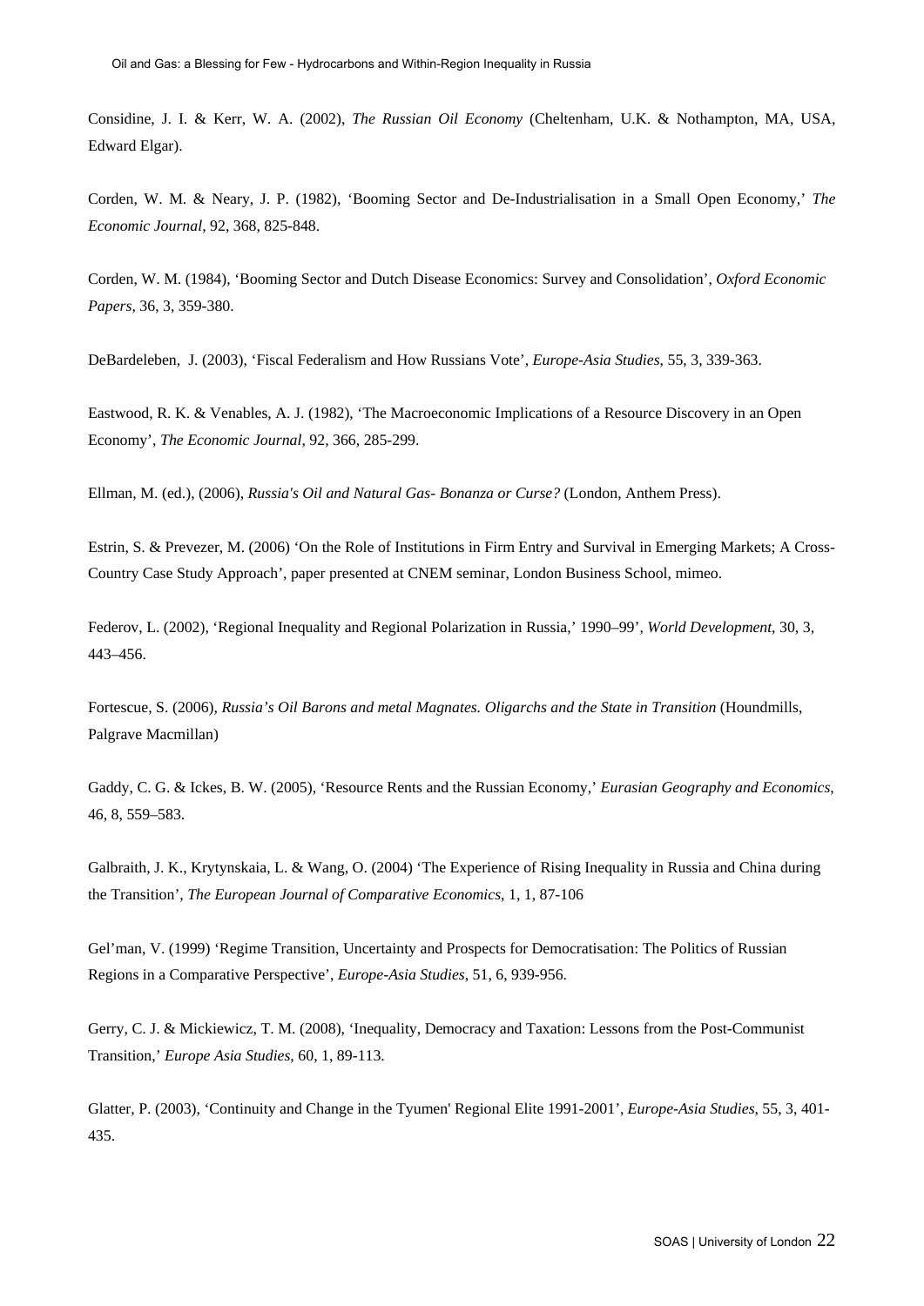Considine, J. I. & Kerr, W. A. (2002), *The Russian Oil Economy* (Cheltenham, U.K. & Nothampton, MA, USA, Edward Elgar).

Corden, W. M. & Neary, J. P. (1982), 'Booming Sector and De-Industrialisation in a Small Open Economy,' *The Economic Journal*, 92, 368, 825-848.

Corden, W. M. (1984), 'Booming Sector and Dutch Disease Economics: Survey and Consolidation', *Oxford Economic Papers*, 36, 3, 359-380.

DeBardeleben, J. (2003), 'Fiscal Federalism and How Russians Vote', *Europe-Asia Studies*, 55, 3, 339-363.

Eastwood, R. K. & Venables, A. J. (1982), 'The Macroeconomic Implications of a Resource Discovery in an Open Economy', *The Economic Journal*, 92, 366, 285-299.

Ellman, M. (ed.), (2006), *Russia's Oil and Natural Gas- Bonanza or Curse?* (London, Anthem Press).

Estrin, S. & Prevezer, M. (2006) 'On the Role of Institutions in Firm Entry and Survival in Emerging Markets; A Cross-Country Case Study Approach', paper presented at CNEM seminar, London Business School, mimeo.

Federov, L. (2002), 'Regional Inequality and Regional Polarization in Russia,' 1990–99', *World Development*, 30, 3, 443–456.

Fortescue, S. (2006), *Russia's Oil Barons and metal Magnates. Oligarchs and the State in Transition* (Houndmills, Palgrave Macmillan)

Gaddy, C. G. & Ickes, B. W. (2005), 'Resource Rents and the Russian Economy,' *Eurasian Geography and Economics*, 46, 8, 559–583.

Galbraith, J. K., Krytynskaia, L. & Wang, O. (2004) 'The Experience of Rising Inequality in Russia and China during the Transition', *The European Journal of Comparative Economics*, 1, 1, 87-106

Gel'man, V. (1999) 'Regime Transition, Uncertainty and Prospects for Democratisation: The Politics of Russian Regions in a Comparative Perspective', *Europe-Asia Studies*, 51, 6, 939-956.

Gerry, C. J. & Mickiewicz, T. M. (2008), 'Inequality, Democracy and Taxation: Lessons from the Post-Communist Transition,' *Europe Asia Studies*, 60, 1, 89-113.

Glatter, P. (2003), 'Continuity and Change in the Tyumen' Regional Elite 1991-2001', *Europe-Asia Studies*, 55, 3, 401-435.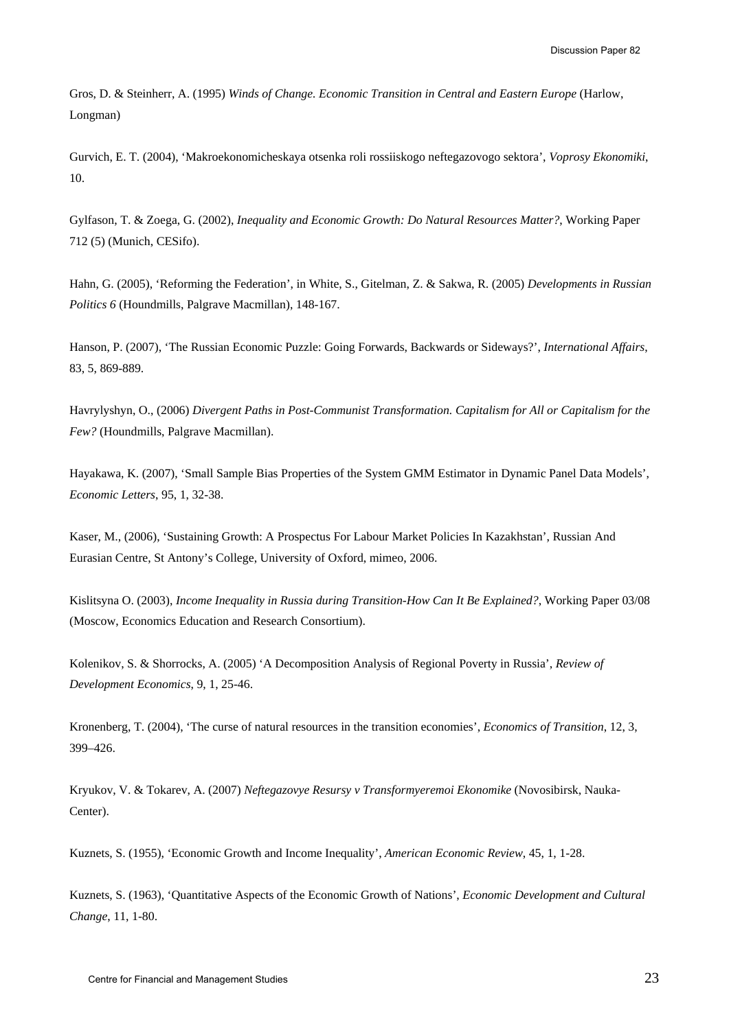Gros, D. & Steinherr, A. (1995) *Winds of Change. Economic Transition in Central and Eastern Europe* (Harlow, Longman)

Gurvich, E. T. (2004), 'Makroekonomicheskaya otsenka roli rossiiskogo neftegazovogo sektora', *Voprosy Ekonomiki*, 10.

Gylfason, T. & Zoega, G. (2002), *Inequality and Economic Growth: Do Natural Resources Matter?*, Working Paper 712 (5) (Munich, CESifo).

Hahn, G. (2005), 'Reforming the Federation', in White, S., Gitelman, Z. & Sakwa, R. (2005) *Developments in Russian Politics 6* (Houndmills, Palgrave Macmillan), 148-167.

Hanson, P. (2007), 'The Russian Economic Puzzle: Going Forwards, Backwards or Sideways?', *International Affairs*, 83, 5, 869-889.

Havrylyshyn, O., (2006) *Divergent Paths in Post-Communist Transformation. Capitalism for All or Capitalism for the Few?* (Houndmills, Palgrave Macmillan).

Hayakawa, K. (2007), 'Small Sample Bias Properties of the System GMM Estimator in Dynamic Panel Data Models', *Economic Letters*, 95, 1, 32-38.

Kaser, M., (2006), 'Sustaining Growth: A Prospectus For Labour Market Policies In Kazakhstan', Russian And Eurasian Centre, St Antony's College, University of Oxford, mimeo, 2006.

Kislitsyna O. (2003), *Income Inequality in Russia during Transition-How Can It Be Explained?,* Working Paper 03/08 (Moscow, Economics Education and Research Consortium).

Kolenikov, S. & Shorrocks, A. (2005) 'A Decomposition Analysis of Regional Poverty in Russia', *Review of Development Economics*, 9, 1, 25-46.

Kronenberg, T. (2004), 'The curse of natural resources in the transition economies', *Economics of Transition*, 12, 3, 399–426.

Kryukov, V. & Tokarev, A. (2007) *Neftegazovye Resursy v Transformyeremoi Ekonomike* (Novosibirsk, Nauka-Center).

Kuznets, S. (1955), 'Economic Growth and Income Inequality', *American Economic Review*, 45, 1, 1-28.

Kuznets, S. (1963), 'Quantitative Aspects of the Economic Growth of Nations', *Economic Development and Cultural Change*, 11, 1-80.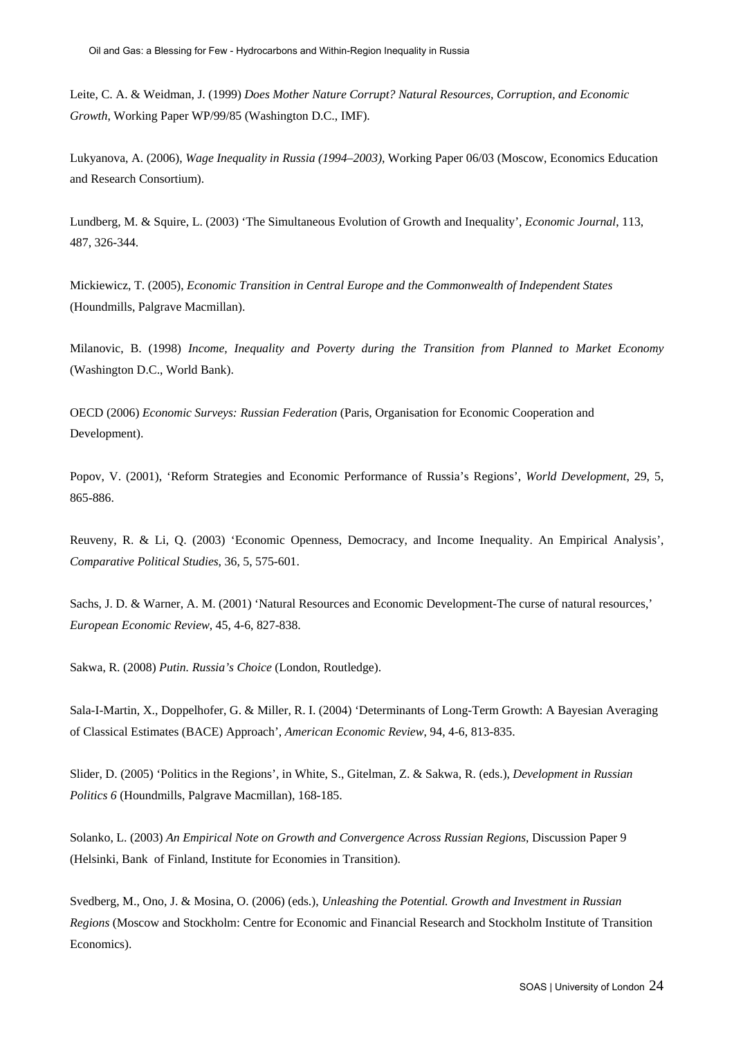Leite, C. A. & Weidman, J. (1999) *Does Mother Nature Corrupt? Natural Resources, Corruption, and Economic Growth*, Working Paper WP/99/85 (Washington D.C., IMF).

Lukyanova, A. (2006), *Wage Inequality in Russia (1994–2003)*, Working Paper 06/03 (Moscow, Economics Education and Research Consortium).

Lundberg, M. & Squire, L. (2003) 'The Simultaneous Evolution of Growth and Inequality', *Economic Journal*, 113, 487, 326-344.

Mickiewicz, T. (2005), *Economic Transition in Central Europe and the Commonwealth of Independent States* (Houndmills, Palgrave Macmillan).

Milanovic, B. (1998) *Income, Inequality and Poverty during the Transition from Planned to Market Economy* (Washington D.C., World Bank).

OECD (2006) *Economic Surveys: Russian Federation* (Paris, Organisation for Economic Cooperation and Development).

Popov, V. (2001), 'Reform Strategies and Economic Performance of Russia's Regions', *World Development*, 29, 5, 865-886.

Reuveny, R. & Li, Q. (2003) 'Economic Openness, Democracy, and Income Inequality. An Empirical Analysis', *Comparative Political Studies*, 36, 5, 575-601.

Sachs, J. D. & Warner, A. M. (2001) 'Natural Resources and Economic Development-The curse of natural resources,' *European Economic Review*, 45, 4-6, 827-838.

Sakwa, R. (2008) *Putin. Russia's Choice* (London, Routledge).

Sala-I-Martin, X., Doppelhofer, G. & Miller, R. I. (2004) 'Determinants of Long-Term Growth: A Bayesian Averaging of Classical Estimates (BACE) Approach', *American Economic Review*, 94, 4-6, 813-835.

Slider, D. (2005) 'Politics in the Regions', in White, S., Gitelman, Z. & Sakwa, R. (eds.), *Development in Russian Politics 6* (Houndmills, Palgrave Macmillan), 168-185.

Solanko, L. (2003) *An Empirical Note on Growth and Convergence Across Russian Regions*, Discussion Paper 9 (Helsinki, Bank of Finland, Institute for Economies in Transition).

Svedberg, M., Ono, J. & Mosina, O. (2006) (eds.), *Unleashing the Potential. Growth and Investment in Russian Regions* (Moscow and Stockholm: Centre for Economic and Financial Research and Stockholm Institute of Transition Economics).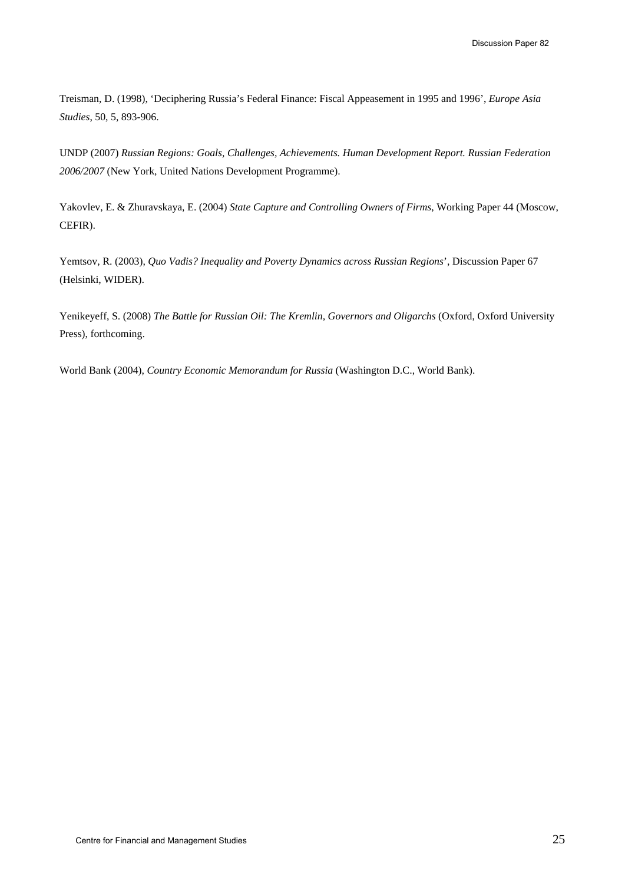Treisman, D. (1998), 'Deciphering Russia's Federal Finance: Fiscal Appeasement in 1995 and 1996', *Europe Asia Studies*, 50, 5, 893-906.

UNDP (2007) *Russian Regions: Goals, Challenges, Achievements. Human Development Report. Russian Federation 2006/2007* (New York, United Nations Development Programme).

Yakovlev, E. & Zhuravskaya, E. (2004) *State Capture and Controlling Owners of Firms*, Working Paper 44 (Moscow, CEFIR).

Yemtsov, R. (2003), *Quo Vadis? Inequality and Poverty Dynamics across Russian Regions*', Discussion Paper 67 (Helsinki, WIDER).

Yenikeyeff, S. (2008) *The Battle for Russian Oil: The Kremlin, Governors and Oligarchs* (Oxford, Oxford University Press), forthcoming.

World Bank (2004), *Country Economic Memorandum for Russia* (Washington D.C., World Bank).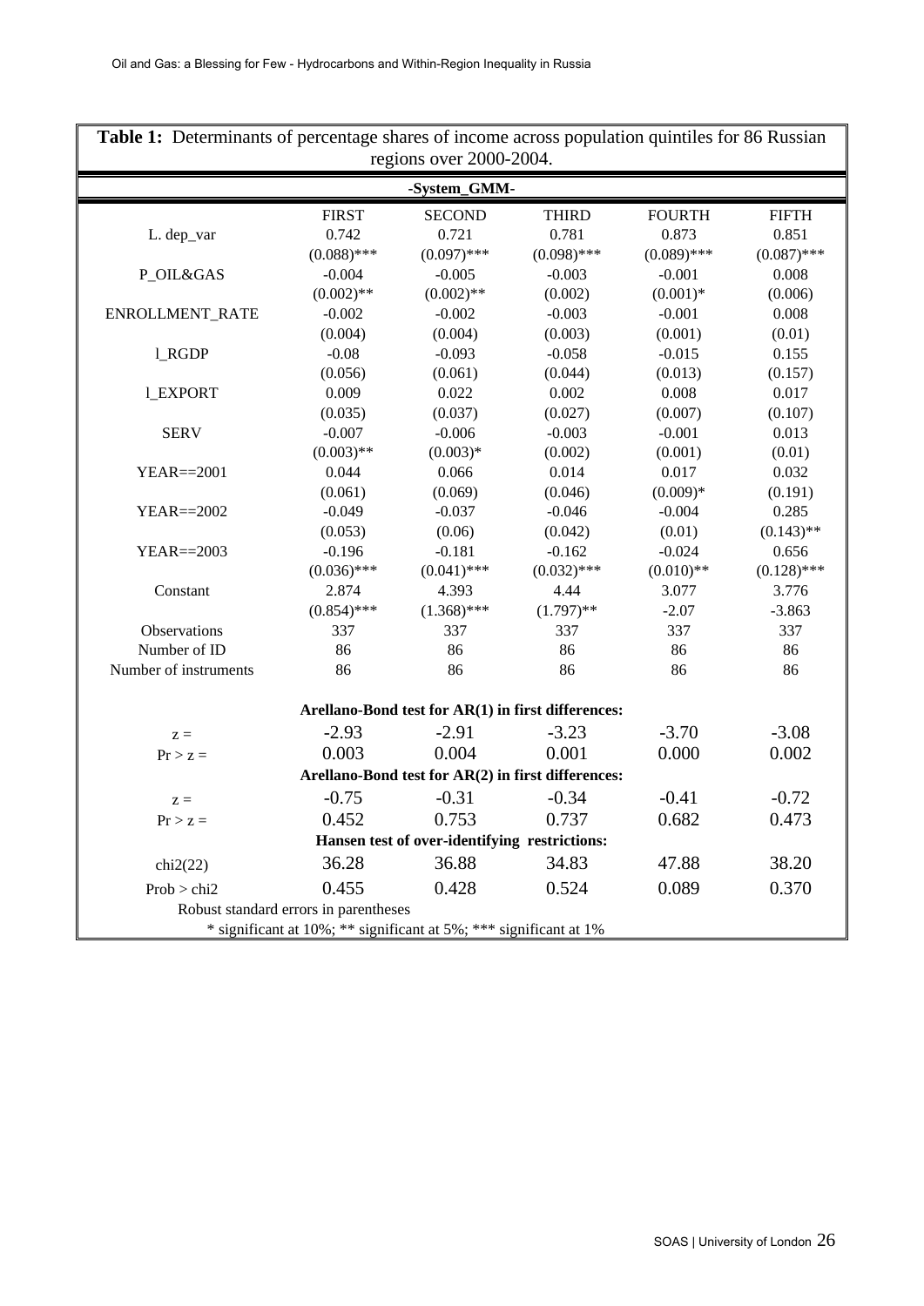**Table 1:** Determinants of percentage shares of income across population quintiles for 86 Russian regions over 2000-2004.

| -System_GMM- | | | | | |
|---|---|---|---|---|---|
| | FIRST | SECOND | THIRD | FOURTH | FIFTH |
| L. dep_var | 0.742 | 0.721 | 0.781 | 0.873 | 0.851 |
| | (0.088)*** | (0.097)*** | (0.098)*** | (0.089)*** | (0.087)*** |
| P_OIL&GAS | -0.004 | -0.005 | -0.003 | -0.001 | 0.008 |
| | (0.002)** | (0.002)** | (0.002) | (0.001)* | (0.006) |
| ENROLLMENT_RATE | -0.002 | -0.002 | -0.003 | -0.001 | 0.008 |
| | (0.004) | (0.004) | (0.003) | (0.001) | (0.01) |
| l_RGDP | -0.08 | -0.093 | -0.058 | -0.015 | 0.155 |
| | (0.056) | (0.061) | (0.044) | (0.013) | (0.157) |
| l_EXPORT | 0.009 | 0.022 | 0.002 | 0.008 | 0.017 |
| | (0.035) | (0.037) | (0.027) | (0.007) | (0.107) |
| SERV | -0.007 | -0.006 | -0.003 | -0.001 | 0.013 |
| | (0.003)** | (0.003)* | (0.002) | (0.001) | (0.01) |
| YEAR==2001 | 0.044 | 0.066 | 0.014 | 0.017 | 0.032 |
| | (0.061) | (0.069) | (0.046) | (0.009)* | (0.191) |
| YEAR==2002 | -0.049 | -0.037 | -0.046 | -0.004 | 0.285 |
| | (0.053) | (0.06) | (0.042) | (0.01) | (0.143)** |
| YEAR==2003 | -0.196 | -0.181 | -0.162 | -0.024 | 0.656 |
| | (0.036)*** | (0.041)*** | (0.032)*** | (0.010)** | (0.128)*** |
| Constant | 2.874 | 4.393 | 4.44 | 3.077 | 3.776 |
| | (0.854)*** | (1.368)*** | (1.797)** | -2.07 | -3.863 |
| Observations | 337 | 337 | 337 | 337 | 337 |
| Number of ID | 86 | 86 | 86 | 86 | 86 |
| Number of instruments | 86 | 86 | 86 | 86 | 86 |
| **Arellano-Bond test for AR(1) in first differences:** | | | | | |
| z = | -2.93 | -2.91 | -3.23 | -3.70 | -3.08 |
| Pr > z = | 0.003 | 0.004 | 0.001 | 0.000 | 0.002 |
| **Arellano-Bond test for AR(2) in first differences:** | | | | | |
| z = | -0.75 | -0.31 | -0.34 | -0.41 | -0.72 |
| Pr > z = | 0.452 | 0.753 | 0.737 | 0.682 | 0.473 |
| **Hansen test of over-identifying restrictions:** | | | | | |
| chi2(22) | 36.28 | 36.88 | 34.83 | 47.88 | 38.20 |
| Prob > chi2 | 0.455 | 0.428 | 0.524 | 0.089 | 0.370 |

Robust standard errors in parentheses

* significant at 10%; ** significant at 5%; *** significant at 1%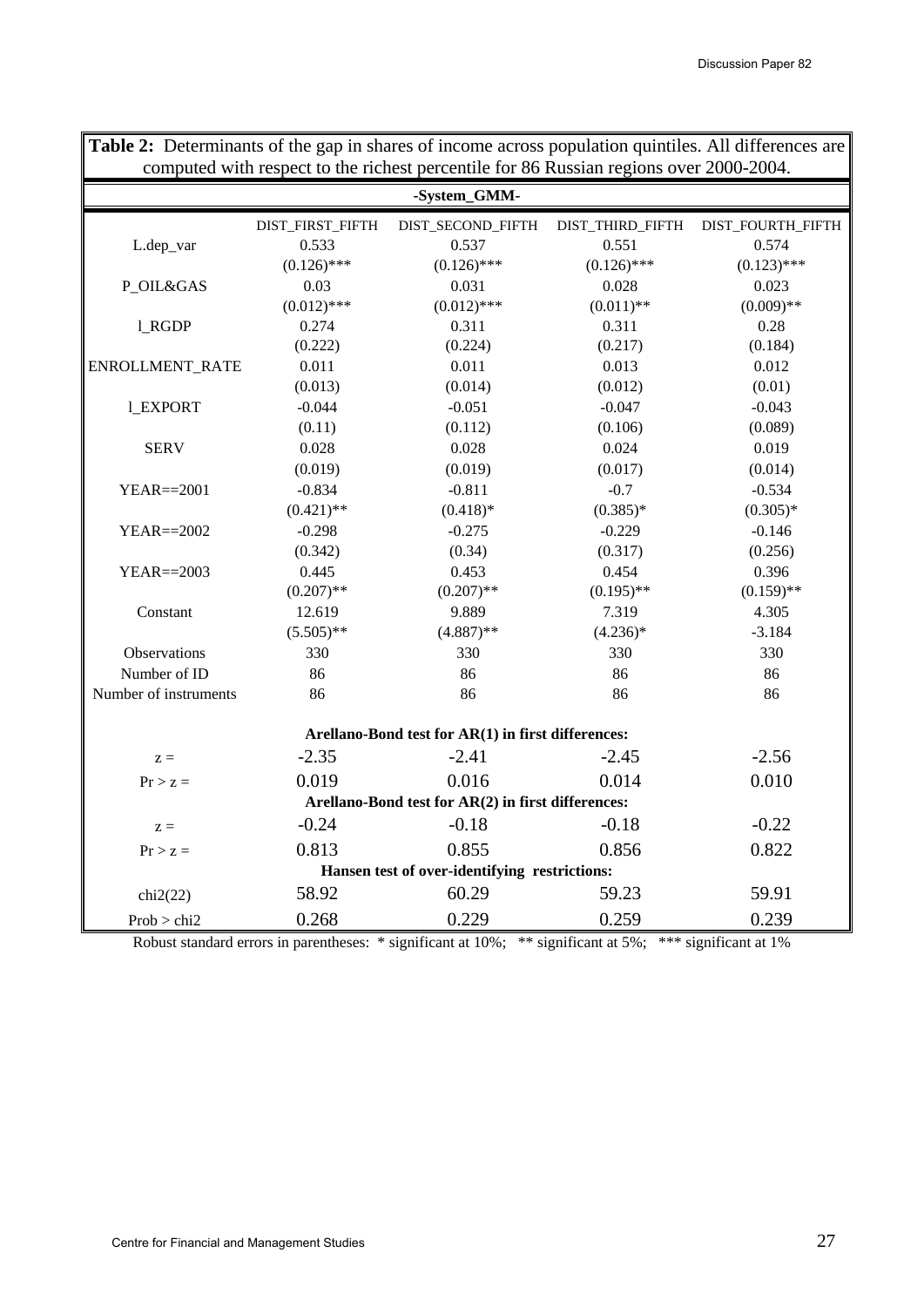**Table 2:** Determinants of the gap in shares of income across population quintiles. All differences are computed with respect to the richest percentile for 86 Russian regions over 2000-2004.

| -System_GMM- | | | | |
|---|---|---|---|---|
| | DIST_FIRST_FIFTH | DIST_SECOND_FIFTH | DIST_THIRD_FIFTH | DIST_FOURTH_FIFTH |
| L.dep_var | 0.533 | 0.537 | 0.551 | 0.574 |
| | (0.126)*** | (0.126)*** | (0.126)*** | (0.123)*** |
| P_OIL&GAS | 0.03 | 0.031 | 0.028 | 0.023 |
| | (0.012)*** | (0.012)*** | (0.011)** | (0.009)** |
| l_RGDP | 0.274 | 0.311 | 0.311 | 0.28 |
| | (0.222) | (0.224) | (0.217) | (0.184) |
| ENROLLMENT_RATE | 0.011 | 0.011 | 0.013 | 0.012 |
| | (0.013) | (0.014) | (0.012) | (0.01) |
| l_EXPORT | -0.044 | -0.051 | -0.047 | -0.043 |
| | (0.11) | (0.112) | (0.106) | (0.089) |
| SERV | 0.028 | 0.028 | 0.024 | 0.019 |
| | (0.019) | (0.019) | (0.017) | (0.014) |
| YEAR==2001 | -0.834 | -0.811 | -0.7 | -0.534 |
| | (0.421)** | (0.418)* | (0.385)* | (0.305)* |
| YEAR==2002 | -0.298 | -0.275 | -0.229 | -0.146 |
| | (0.342) | (0.34) | (0.317) | (0.256) |
| YEAR==2003 | 0.445 | 0.453 | 0.454 | 0.396 |
| | (0.207)** | (0.207)** | (0.195)** | (0.159)** |
| Constant | 12.619 | 9.889 | 7.319 | 4.305 |
| | (5.505)** | (4.887)** | (4.236)* | -3.184 |
| Observations | 330 | 330 | 330 | 330 |
| Number of ID | 86 | 86 | 86 | 86 |
| Number of instruments | 86 | 86 | 86 | 86 |
| **Arellano-Bond test for AR(1) in first differences:** | | | | |
| z = | -2.35 | -2.41 | -2.45 | -2.56 |
| Pr > z = | 0.019 | 0.016 | 0.014 | 0.010 |
| **Arellano-Bond test for AR(2) in first differences:** | | | | |
| z = | -0.24 | -0.18 | -0.18 | -0.22 |
| Pr > z = | 0.813 | 0.855 | 0.856 | 0.822 |
| **Hansen test of over-identifying restrictions:** | | | | |
| chi2(22) | 58.92 | 60.29 | 59.23 | 59.91 |
| Prob > chi2 | 0.268 | 0.229 | 0.259 | 0.239 |

Robust standard errors in parentheses: * significant at 10%; ** significant at 5%; *** significant at 1%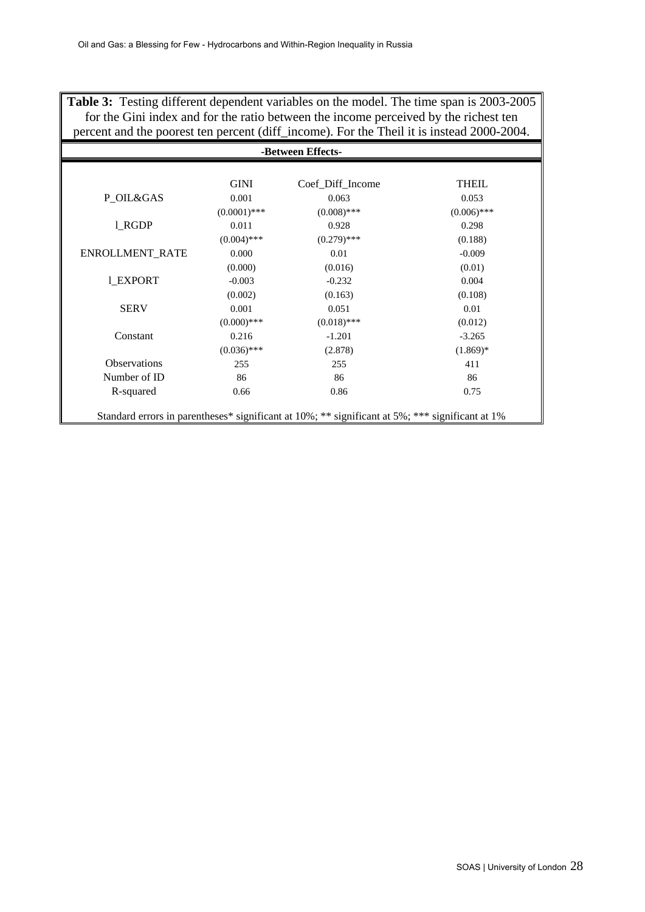**Table 3:** Testing different dependent variables on the model. The time span is 2003-2005 for the Gini index and for the ratio between the income perceived by the richest ten percent and the poorest ten percent (diff_income). For the Theil it is instead 2000-2004.

| -Between Effects- | | | |
|---|---|---|---|
| | GINI | Coef_Diff_Income | THEIL |
| P_OIL&GAS | 0.001 | 0.063 | 0.053 |
| | (0.0001)*** | (0.008)*** | (0.006)*** |
| l_RGDP | 0.011 | 0.928 | 0.298 |
| | (0.004)*** | (0.279)*** | (0.188) |
| ENROLLMENT_RATE | 0.000 | 0.01 | -0.009 |
| | (0.000) | (0.016) | (0.01) |
| l_EXPORT | -0.003 | -0.232 | 0.004 |
| | (0.002) | (0.163) | (0.108) |
| SERV | 0.001 | 0.051 | 0.01 |
| | (0.000)*** | (0.018)*** | (0.012) |
| Constant | 0.216 | -1.201 | -3.265 |
| | (0.036)*** | (2.878) | (1.869)* |
| Observations | 255 | 255 | 411 |
| Number of ID | 86 | 86 | 86 |
| R-squared | 0.66 | 0.86 | 0.75 |

Standard errors in parentheses* significant at 10%; ** significant at 5%; *** significant at 1%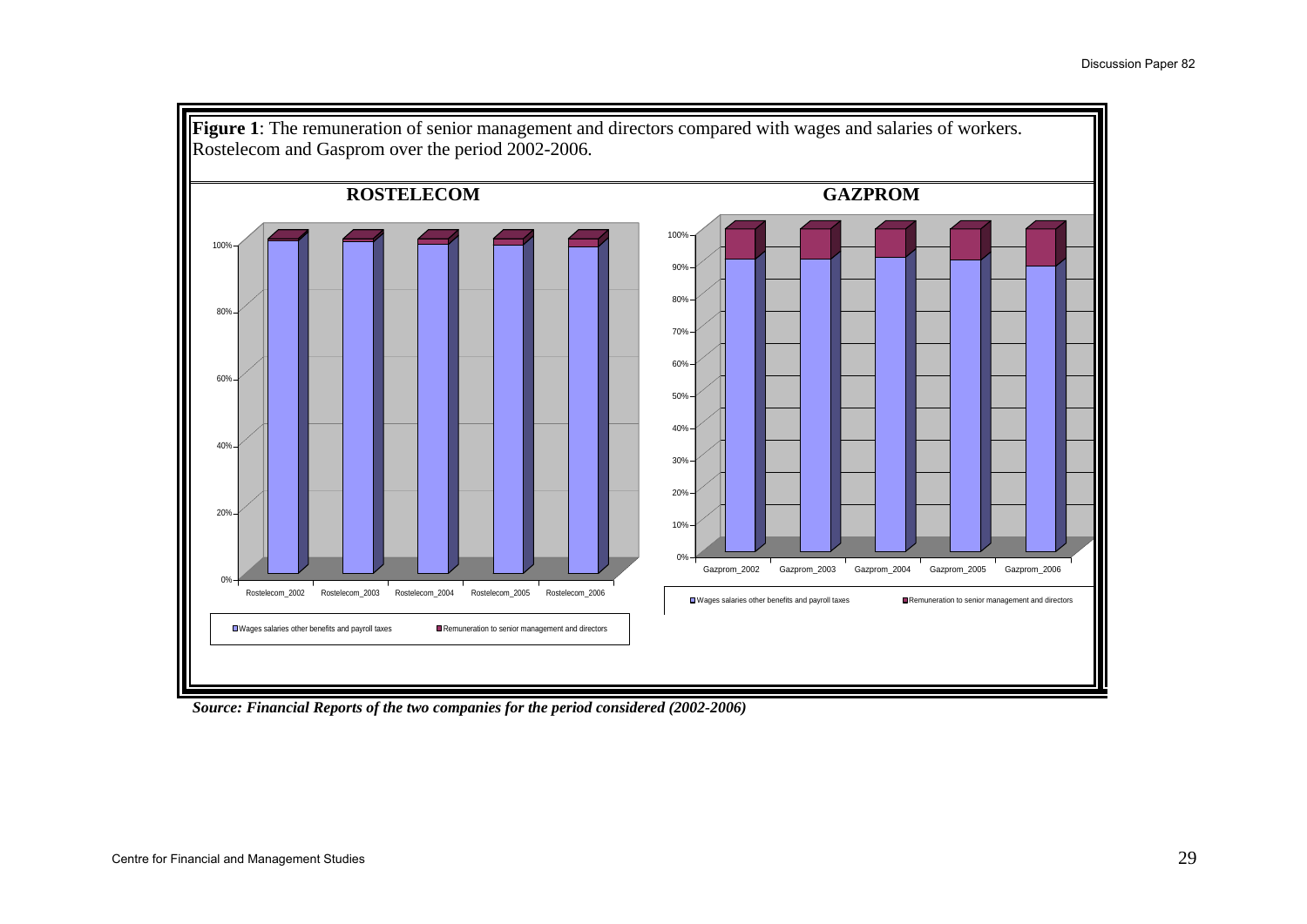**Figure 1**: The remuneration of senior management and directors compared with wages and salaries of workers. Rostelecom and Gasprom over the period 2002-2006.

**ROSTELECOM**

100%
80%
60%
40%
20%
0%

Rostelecom_2002 Rostelecom_2003 Rostelecom_2004 Rostelecom_2005 Rostelecom_2006

Wages salaries other benefits and payroll taxes
Remuneration to senior management and directors

**GAZPROM**

100%
90%
80%
70%
60%
50%
40%
30%
20%
10%
0%

Gazprom_2002 Gazprom_2003 Gazprom_2004 Gazprom_2005 Gazprom_2006

Wages salaries other benefits and payroll taxes
Remuneration to senior management and directors

***Source: Financial Reports of the two companies for the period considered (2002-2006)***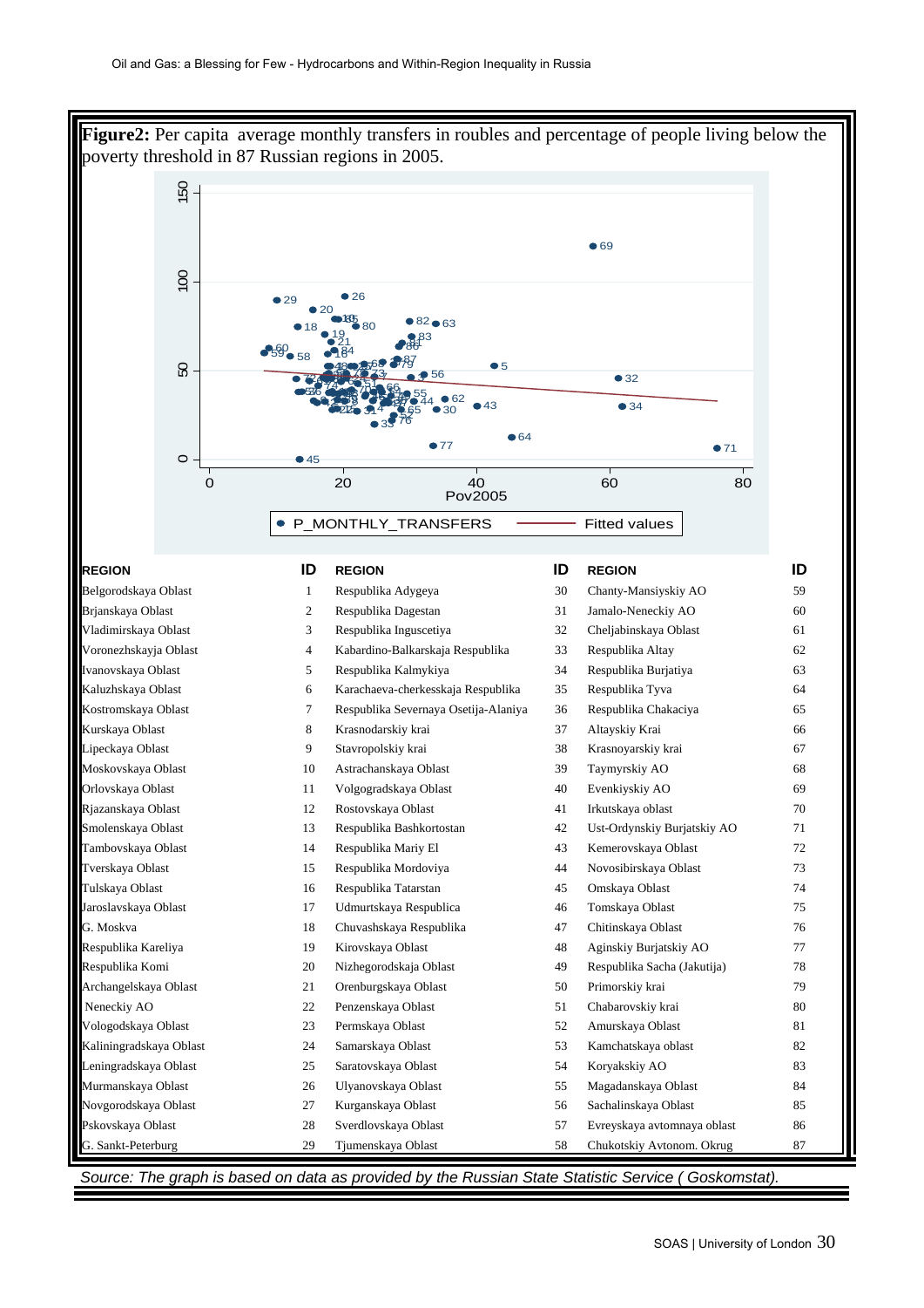**Figure2:** Per capita average monthly transfers in roubles and percentage of people living below the poverty threshold in 87 Russian regions in 2005.

0
50
100
150

0
20
40
60
80
Pov2005

P_MONTHLY_TRANSFERS
Fitted values

| REGION | ID | REGION | ID | REGION | ID |
|---|---|---|---|---|---|
| Belgorodskaya Oblast | 1 | Respublika Adygeya | 30 | Chanty-Mansiyskiy AO | 59 |
| Brjanskaya Oblast | 2 | Respublika Dagestan | 31 | Jamalo-Neneckiy AO | 60 |
| Vladimirskaya Oblast | 3 | Respublika Inguscetiya | 32 | Cheljabinskaya Oblast | 61 |
| Voronezhskayja Oblast | 4 | Kabardino-Balkarskaja Respublika | 33 | Respublika Altay | 62 |
| Ivanovskaya Oblast | 5 | Respublika Kalmykiya | 34 | Respublika Burjatiya | 63 |
| Kaluzhskaya Oblast | 6 | Karachaeva-cherkesskaja Respublika | 35 | Respublika Tyva | 64 |
| Kostromskaya Oblast | 7 | Respublika Severnaya Osetija-Alaniya | 36 | Respublika Chakaciya | 65 |
| Kurskaya Oblast | 8 | Krasnodarskiy krai | 37 | Altayskiy Krai | 66 |
| Lipeckaya Oblast | 9 | Stavropolskiy krai | 38 | Krasnoyarskiy krai | 67 |
| Moskovskaya Oblast | 10 | Astrachanskaya Oblast | 39 | Taymyrskiy AO | 68 |
| Orlovskaya Oblast | 11 | Volgogradskaya Oblast | 40 | Evenkiyskiy AO | 69 |
| Rjazanskaya Oblast | 12 | Rostovskaya Oblast | 41 | Irkutskaya oblast | 70 |
| Smolenskaya Oblast | 13 | Respublika Bashkortostan | 42 | Ust-Ordynskiy Burjatskiy AO | 71 |
| Tambovskaya Oblast | 14 | Respublika Mariy El | 43 | Kemerovskaya Oblast | 72 |
| Tverskaya Oblast | 15 | Respublika Mordoviya | 44 | Novosibirskaya Oblast | 73 |
| Tulskaya Oblast | 16 | Respublika Tatarstan | 45 | Omskaya Oblast | 74 |
| Jaroslavskaya Oblast | 17 | Udmurtskaya Respublica | 46 | Tomskaya Oblast | 75 |
| G. Moskva | 18 | Chuvashskaya Respublika | 47 | Chitinskaya Oblast | 76 |
| Respublika Kareliya | 19 | Kirovskaya Oblast | 48 | Aginskiy Burjatskiy AO | 77 |
| Respublika Komi | 20 | Nizhegorodskaja Oblast | 49 | Respublika Sacha (Jakutija) | 78 |
| Archangelskaya Oblast | 21 | Orenburgskaya Oblast | 50 | Primorskiy krai | 79 |
| Neneckiy AO | 22 | Penzenskaya Oblast | 51 | Chabarovskiy krai | 80 |
| Vologodskaya Oblast | 23 | Permskaya Oblast | 52 | Amurskaya Oblast | 81 |
| Kaliningradskaya Oblast | 24 | Samarskaya Oblast | 53 | Kamchatskaya oblast | 82 |
| Leningradskaya Oblast | 25 | Saratovskaya Oblast | 54 | Koryakskiy AO | 83 |
| Murmanskaya Oblast | 26 | Ulyanovskaya Oblast | 55 | Magadanskaya Oblast | 84 |
| Novgorodskaya Oblast | 27 | Kurganskaya Oblast | 56 | Sachalinskaya Oblast | 85 |
| Pskovskaya Oblast | 28 | Sverdlovskaya Oblast | 57 | Evreyskaya avtomnaya oblast | 86 |
| G. Sankt-Peterburg | 29 | Tjumenskaya Oblast | 58 | Chukotskiy Avtonom. Okrug | 87 |

*Source: The graph is based on data as provided by the Russian State Statistic Service ( Goskomstat).*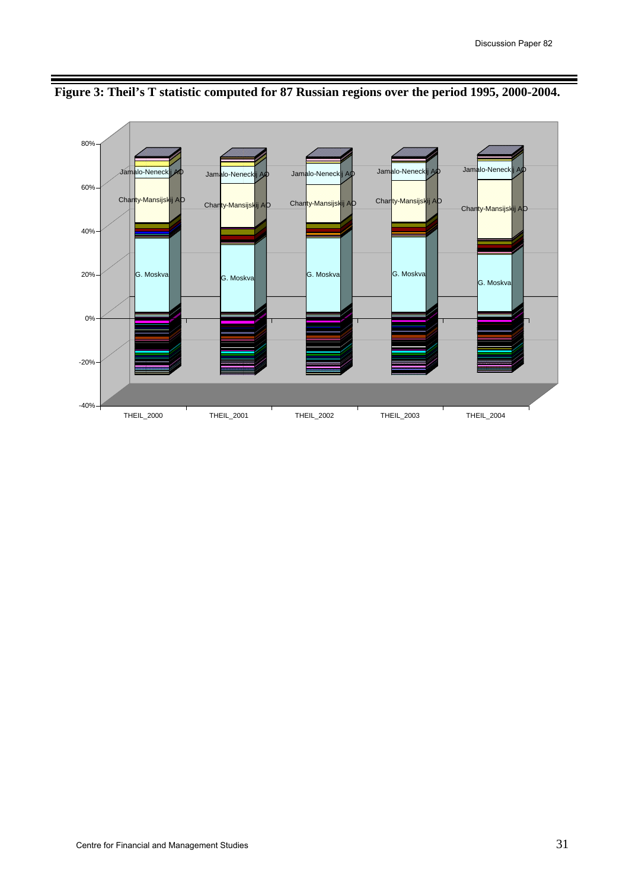**Figure 3: Theil's T statistic computed for 87 Russian regions over the period 1995, 2000-2004.**

80%
60%
40%
20%
0%
-20%
-40%

Jamalo-Neneckij AO
Chanty-Mansijskij AO
G. Moskva

THEIL_2000
THEIL_2001
THEIL_2002
THEIL_2003
THEIL_2004